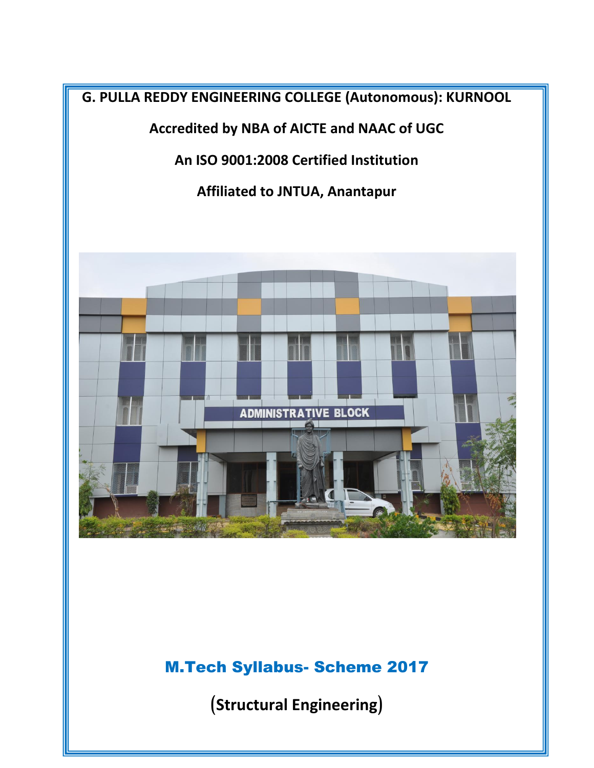**G. PULLA REDDY ENGINEERING COLLEGE (Autonomous): KURNOOL**

**Accredited by NBA of AICTE and NAAC of UGC**

**An ISO 9001:2008 Certified Institution**

**Affiliated to JNTUA, Anantapur**

# M.Tech Syllabus- Scheme 2017

## (Structural Engineering)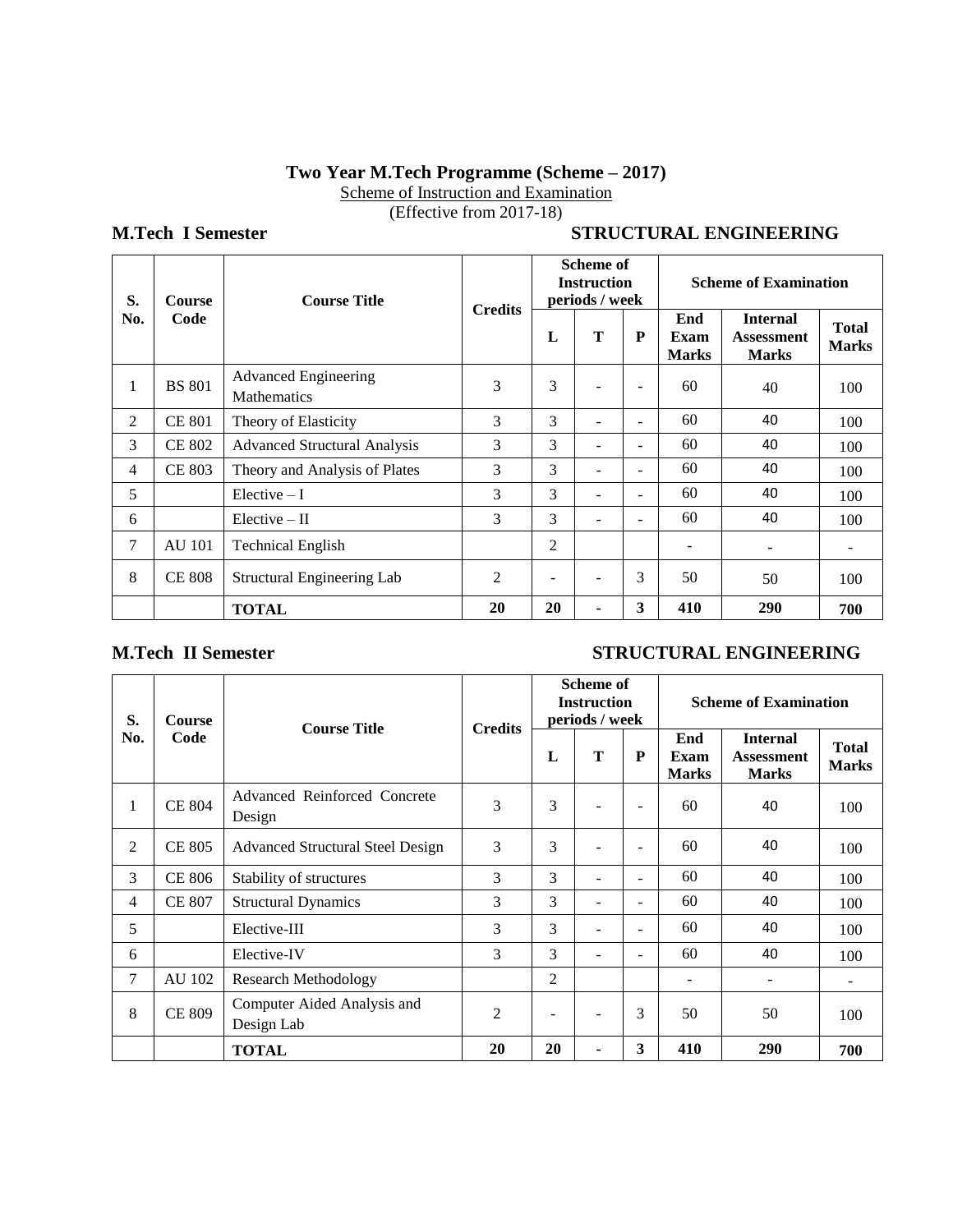# Two Year M.Tech Programme (Scheme – 2017)

Scheme of Instruction and Examination

(Effective from 2017-18)

## M.Tech I Semester — STRUCTURAL ENGINEERING

| S. No. | Course Code | Course Title | Credits | Scheme of Instruction periods / week | | | Scheme of Examination | | |
|---|---|---|---|---|---|---|---|---|---|
| | | | | L | T | P | End Exam Marks | Internal Assessment Marks | Total Marks |
| 1 | BS 801 | Advanced Engineering Mathematics | 3 | 3 | - | - | 60 | 40 | 100 |
| 2 | CE 801 | Theory of Elasticity | 3 | 3 | - | - | 60 | 40 | 100 |
| 3 | CE 802 | Advanced Structural Analysis | 3 | 3 | - | - | 60 | 40 | 100 |
| 4 | CE 803 | Theory and Analysis of Plates | 3 | 3 | - | - | 60 | 40 | 100 |
| 5 | | Elective – I | 3 | 3 | - | - | 60 | 40 | 100 |
| 6 | | Elective – II | 3 | 3 | - | - | 60 | 40 | 100 |
| 7 | AU 101 | Technical English | | 2 | | | - | - | - |
| 8 | CE 808 | Structural Engineering Lab | 2 | - | - | 3 | 50 | 50 | 100 |
| | | **TOTAL** | **20** | **20** | **-** | **3** | **410** | **290** | **700** |

## M.Tech II Semester — STRUCTURAL ENGINEERING

| S. No. | Course Code | Course Title | Credits | Scheme of Instruction periods / week | | | Scheme of Examination | | |
|---|---|---|---|---|---|---|---|---|---|
| | | | | L | T | P | End Exam Marks | Internal Assessment Marks | Total Marks |
| 1 | CE 804 | Advanced Reinforced Concrete Design | 3 | 3 | - | - | 60 | 40 | 100 |
| 2 | CE 805 | Advanced Structural Steel Design | 3 | 3 | - | - | 60 | 40 | 100 |
| 3 | CE 806 | Stability of structures | 3 | 3 | - | - | 60 | 40 | 100 |
| 4 | CE 807 | Structural Dynamics | 3 | 3 | - | - | 60 | 40 | 100 |
| 5 | | Elective-III | 3 | 3 | - | - | 60 | 40 | 100 |
| 6 | | Elective-IV | 3 | 3 | - | - | 60 | 40 | 100 |
| 7 | AU 102 | Research Methodology | | 2 | | | - | - | - |
| 8 | CE 809 | Computer Aided Analysis and Design Lab | 2 | - | - | 3 | 50 | 50 | 100 |
| | | **TOTAL** | **20** | **20** | **-** | **3** | **410** | **290** | **700** |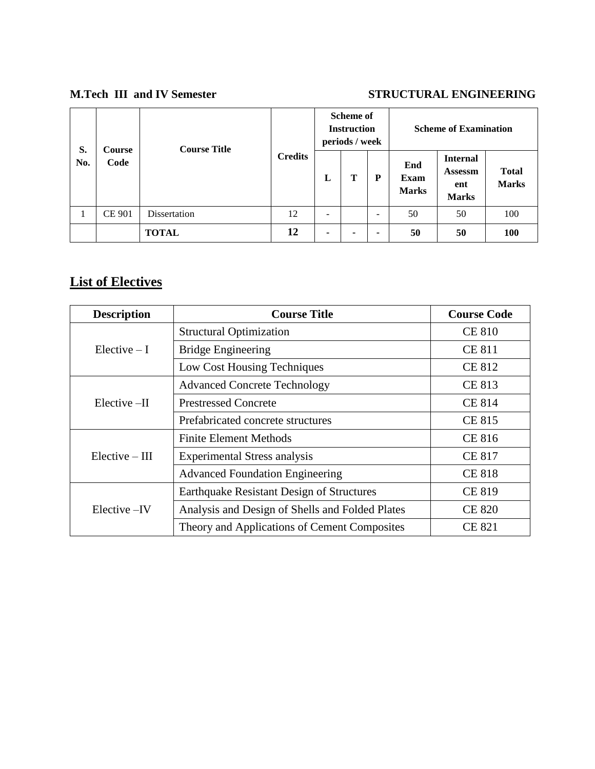**M.Tech III and IV Semester** **STRUCTURAL ENGINEERING**

| S. No. | Course Code | Course Title | Credits | Scheme of Instruction periods / week | | | Scheme of Examination | | |
|---|---|---|---|---|---|---|---|---|---|
| | | | | L | T | P | End Exam Marks | Internal Assessment Marks | Total Marks |
| 1 | CE 901 | Dissertation | 12 | - | | - | 50 | 50 | 100 |
| | | **TOTAL** | **12** | **-** | **-** | **-** | **50** | **50** | **100** |

## List of Electives

| Description | Course Title | Course Code |
|---|---|---|
| Elective – I | Structural Optimization | CE 810 |
| | Bridge Engineering | CE 811 |
| | Low Cost Housing Techniques | CE 812 |
| Elective –II | Advanced Concrete Technology | CE 813 |
| | Prestressed Concrete | CE 814 |
| | Prefabricated concrete structures | CE 815 |
| Elective – III | Finite Element Methods | CE 816 |
| | Experimental Stress analysis | CE 817 |
| | Advanced Foundation Engineering | CE 818 |
| Elective –IV | Earthquake Resistant Design of Structures | CE 819 |
| | Analysis and Design of Shells and Folded Plates | CE 820 |
| | Theory and Applications of Cement Composites | CE 821 |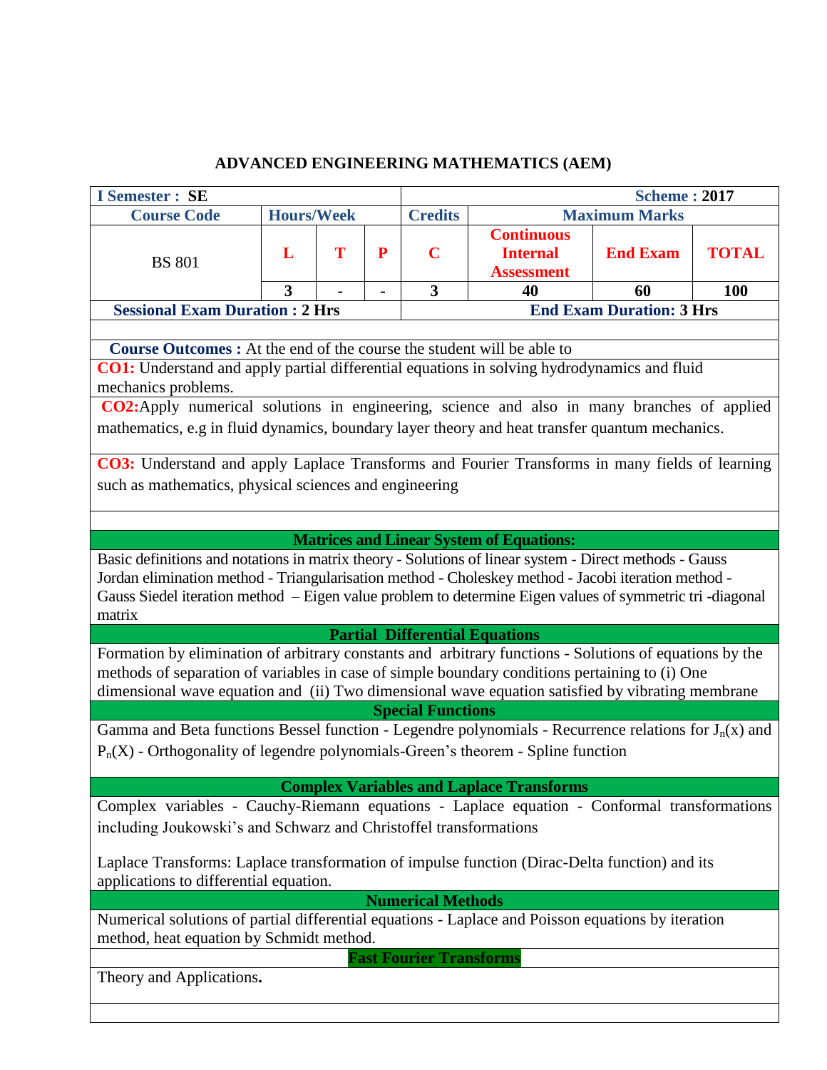# ADVANCED ENGINEERING MATHEMATICS (AEM)

| I Semester : SE | | | | Scheme : 2017 | | | |
|---|---|---|---|---|---|---|---|
| Course Code | Hours/Week | | | Credits | Maximum Marks | | |
| BS 801 | L | T | P | C | Continuous Internal Assessment | End Exam | TOTAL |
| | 3 | - | - | 3 | 40 | 60 | 100 |
| Sessional Exam Duration : 2 Hrs | | | | End Exam Duration: 3 Hrs | | | |

**Course Outcomes :** At the end of the course the student will be able to

**CO1:** Understand and apply partial differential equations in solving hydrodynamics and fluid mechanics problems.

**CO2:** Apply numerical solutions in engineering, science and also in many branches of applied mathematics, e.g in fluid dynamics, boundary layer theory and heat transfer quantum mechanics.

**CO3:** Understand and apply Laplace Transforms and Fourier Transforms in many fields of learning such as mathematics, physical sciences and engineering

## Matrices and Linear System of Equations:

Basic definitions and notations in matrix theory - Solutions of linear system - Direct methods - Gauss Jordan elimination method - Triangularisation method - Choleskey method - Jacobi iteration method - Gauss Siedel iteration method – Eigen value problem to determine Eigen values of symmetric tri -diagonal matrix

## Partial Differential Equations

Formation by elimination of arbitrary constants and arbitrary functions - Solutions of equations by the methods of separation of variables in case of simple boundary conditions pertaining to (i) One dimensional wave equation and (ii) Two dimensional wave equation satisfied by vibrating membrane

## Special Functions

Gamma and Beta functions Bessel function - Legendre polynomials - Recurrence relations for $J_n(x)$ and $P_n(X)$ - Orthogonality of legendre polynomials-Green's theorem - Spline function

## Complex Variables and Laplace Transforms

Complex variables - Cauchy-Riemann equations - Laplace equation - Conformal transformations including Joukowski's and Schwarz and Christoffel transformations

Laplace Transforms: Laplace transformation of impulse function (Dirac-Delta function) and its applications to differential equation.

## Numerical Methods

Numerical solutions of partial differential equations - Laplace and Poisson equations by iteration method, heat equation by Schmidt method.

## Fast Fourier Transforms

Theory and Applications**.**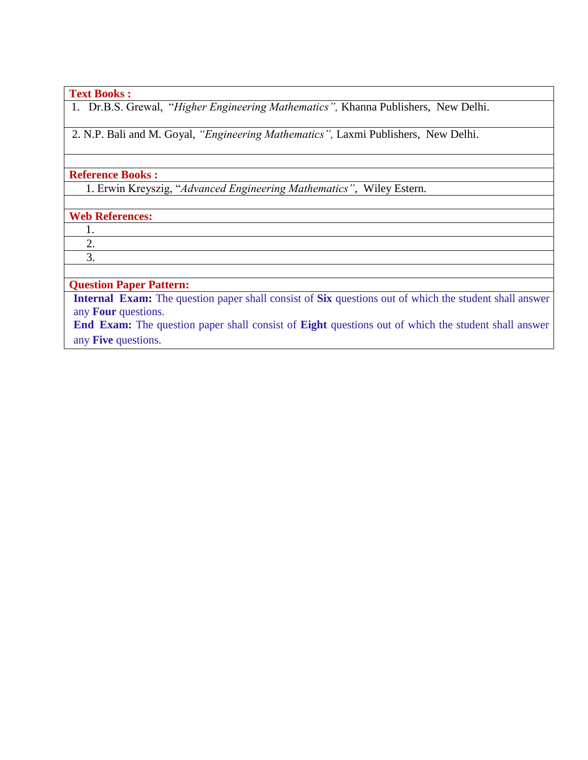**Text Books :**

1. Dr.B.S. Grewal, "*Higher Engineering Mathematics*", Khanna Publishers, New Delhi.
2. N.P. Bali and M. Goyal, *"Engineering Mathematics"*, Laxmi Publishers, New Delhi.

**Reference Books :**

1. Erwin Kreyszig, "*Advanced Engineering Mathematics*", Wiley Estern.

**Web References:**

1.
2.
3.

**Question Paper Pattern:**

**Internal Exam:** The question paper shall consist of **Six** questions out of which the student shall answer any **Four** questions.

**End Exam:** The question paper shall consist of **Eight** questions out of which the student shall answer any **Five** questions.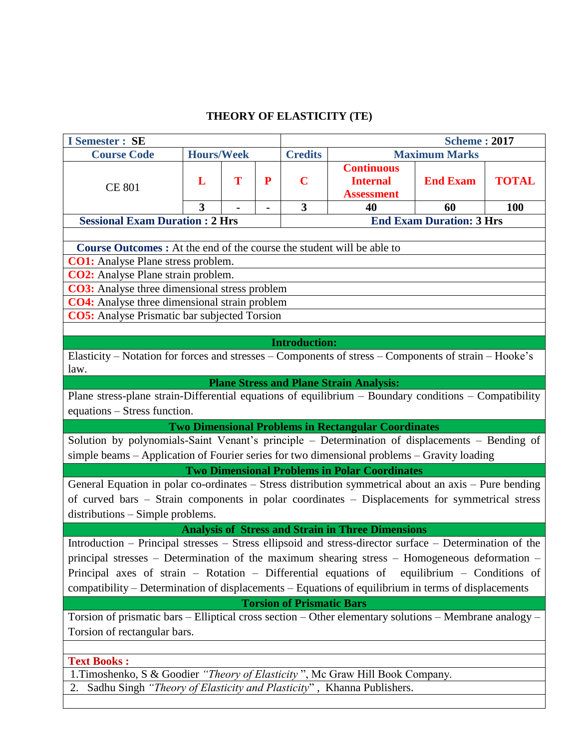# THEORY OF ELASTICITY (TE)

| I Semester : SE | | | | | Scheme : 2017 | | |
|---|---|---|---|---|---|---|---|
| Course Code | Hours/Week | | | Credits | Maximum Marks | | |
| CE 801 | L | T | P | C | Continuous Internal Assessment | End Exam | TOTAL |
| | 3 | - | - | 3 | 40 | 60 | 100 |
| Sessional Exam Duration : 2 Hrs | | | | | End Exam Duration: 3 Hrs | | |

**Course Outcomes :** At the end of the course the student will be able to

**CO1:** Analyse Plane stress problem.

**CO2:** Analyse Plane strain problem.

**CO3:** Analyse three dimensional stress problem

**CO4:** Analyse three dimensional strain problem

**CO5:** Analyse Prismatic bar subjected Torsion

### Introduction:

Elasticity – Notation for forces and stresses – Components of stress – Components of strain – Hooke's law.

### Plane Stress and Plane Strain Analysis:

Plane stress-plane strain-Differential equations of equilibrium – Boundary conditions – Compatibility equations – Stress function.

### Two Dimensional Problems in Rectangular Coordinates

Solution by polynomials-Saint Venant's principle – Determination of displacements – Bending of simple beams – Application of Fourier series for two dimensional problems – Gravity loading

### Two Dimensional Problems in Polar Coordinates

General Equation in polar co-ordinates – Stress distribution symmetrical about an axis – Pure bending of curved bars – Strain components in polar coordinates – Displacements for symmetrical stress distributions – Simple problems.

### Analysis of Stress and Strain in Three Dimensions

Introduction – Principal stresses – Stress ellipsoid and stress-director surface – Determination of the principal stresses – Determination of the maximum shearing stress – Homogeneous deformation – Principal axes of strain – Rotation – Differential equations of equilibrium – Conditions of compatibility – Determination of displacements – Equations of equilibrium in terms of displacements

### Torsion of Prismatic Bars

Torsion of prismatic bars – Elliptical cross section – Other elementary solutions – Membrane analogy – Torsion of rectangular bars.

**Text Books :**

1. Timoshenko, S & Goodier *"Theory of Elasticity"*, Mc Graw Hill Book Company.
2. Sadhu Singh *"Theory of Elasticity and Plasticity"*, Khanna Publishers.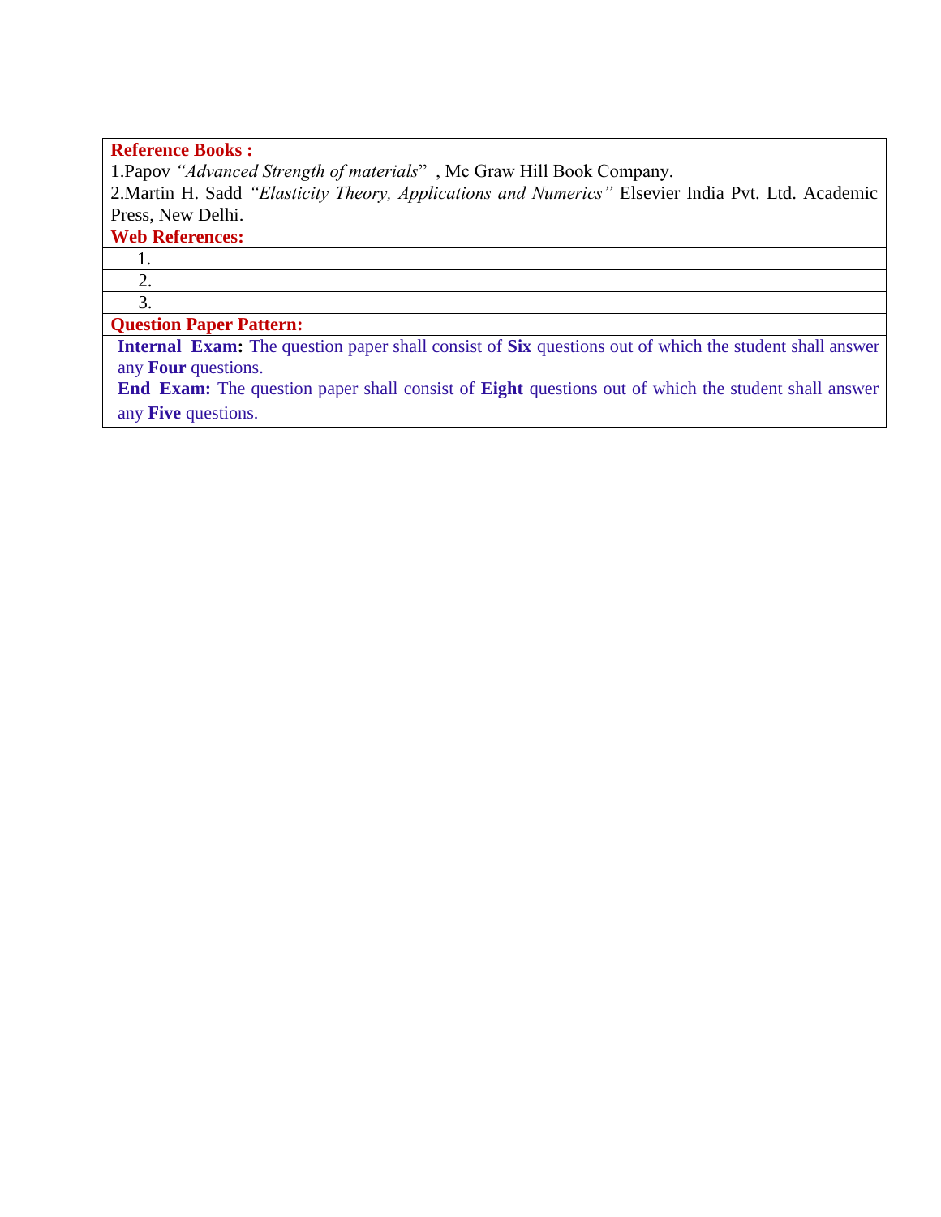**Reference Books :**

1.Papov *"Advanced Strength of materials"* , Mc Graw Hill Book Company.

2.Martin H. Sadd *"Elasticity Theory, Applications and Numerics"* Elsevier India Pvt. Ltd. Academic Press, New Delhi.

**Web References:**

1.
2.
3.

**Question Paper Pattern:**

**Internal Exam:** The question paper shall consist of **Six** questions out of which the student shall answer any **Four** questions.

**End Exam:** The question paper shall consist of **Eight** questions out of which the student shall answer any **Five** questions.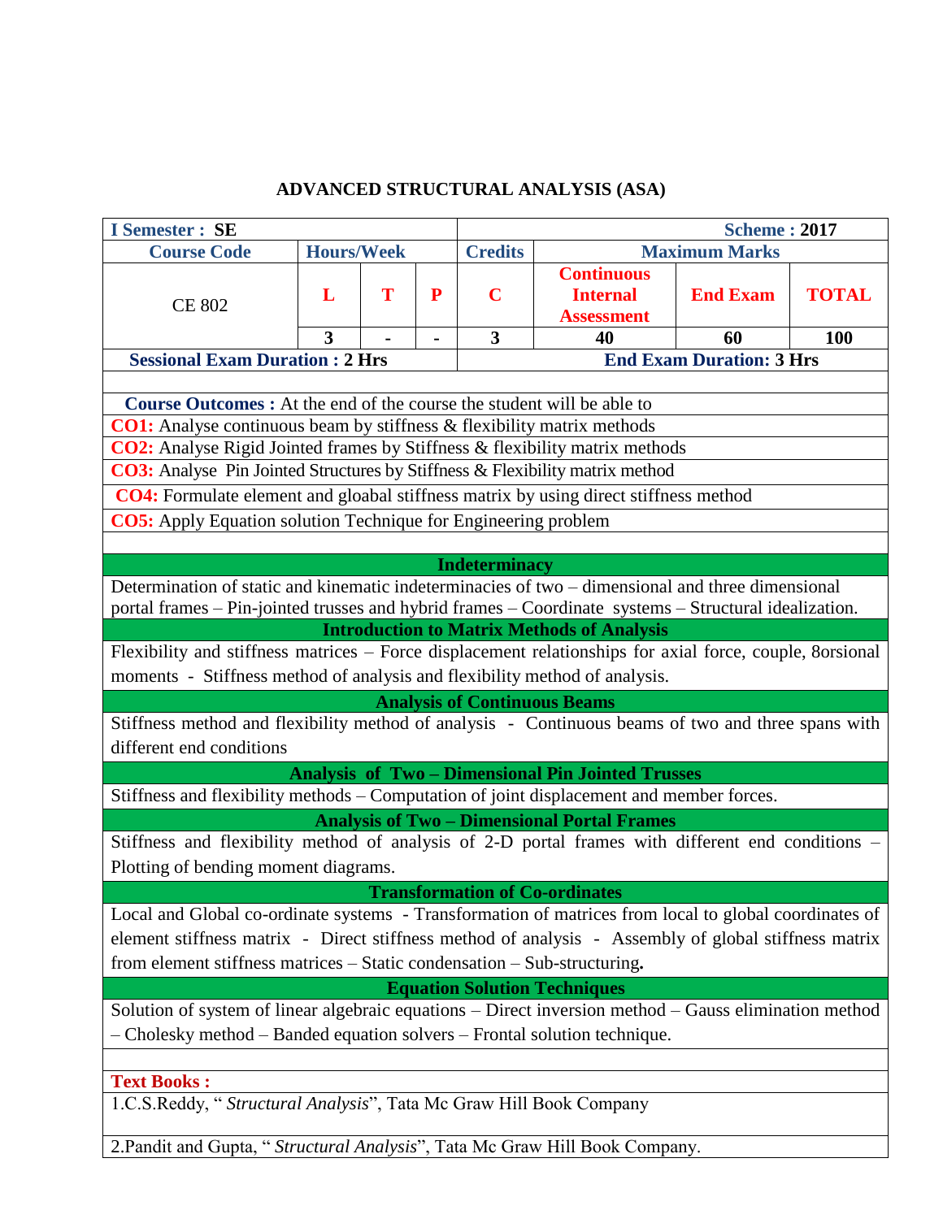# ADVANCED STRUCTURAL ANALYSIS (ASA)

| I Semester : SE | | | | Scheme : 2017 | | | |
|---|---|---|---|---|---|---|---|
| Course Code | Hours/Week | | | Credits | Maximum Marks | | |
| CE 802 | L | T | P | C | Continuous Internal Assessment | End Exam | TOTAL |
| | 3 | - | - | 3 | 40 | 60 | 100 |
| Sessional Exam Duration : 2 Hrs | | | | End Exam Duration: 3 Hrs | | | |

**Course Outcomes :** At the end of the course the student will be able to

**CO1:** Analyse continuous beam by stiffness & flexibility matrix methods

**CO2:** Analyse Rigid Jointed frames by Stiffness & flexibility matrix methods

**CO3:** Analyse Pin Jointed Structures by Stiffness & Flexibility matrix method

**CO4:** Formulate element and gloabal stiffness matrix by using direct stiffness method

**CO5:** Apply Equation solution Technique for Engineering problem

### Indeterminacy

Determination of static and kinematic indeterminacies of two – dimensional and three dimensional portal frames – Pin-jointed trusses and hybrid frames – Coordinate systems – Structural idealization.

### Introduction to Matrix Methods of Analysis

Flexibility and stiffness matrices – Force displacement relationships for axial force, couple, 8orsional moments - Stiffness method of analysis and flexibility method of analysis.

### Analysis of Continuous Beams

Stiffness method and flexibility method of analysis - Continuous beams of two and three spans with different end conditions

### Analysis of Two – Dimensional Pin Jointed Trusses

Stiffness and flexibility methods – Computation of joint displacement and member forces.

### Analysis of Two – Dimensional Portal Frames

Stiffness and flexibility method of analysis of 2-D portal frames with different end conditions – Plotting of bending moment diagrams.

### Transformation of Co-ordinates

Local and Global co-ordinate systems - Transformation of matrices from local to global coordinates of element stiffness matrix - Direct stiffness method of analysis - Assembly of global stiffness matrix from element stiffness matrices – Static condensation – Sub-structuring**.**

### Equation Solution Techniques

Solution of system of linear algebraic equations – Direct inversion method – Gauss elimination method – Cholesky method – Banded equation solvers – Frontal solution technique.

**Text Books :**

1. C.S.Reddy, " *Structural Analysis*", Tata Mc Graw Hill Book Company

2. Pandit and Gupta, " *Structural Analysis*", Tata Mc Graw Hill Book Company.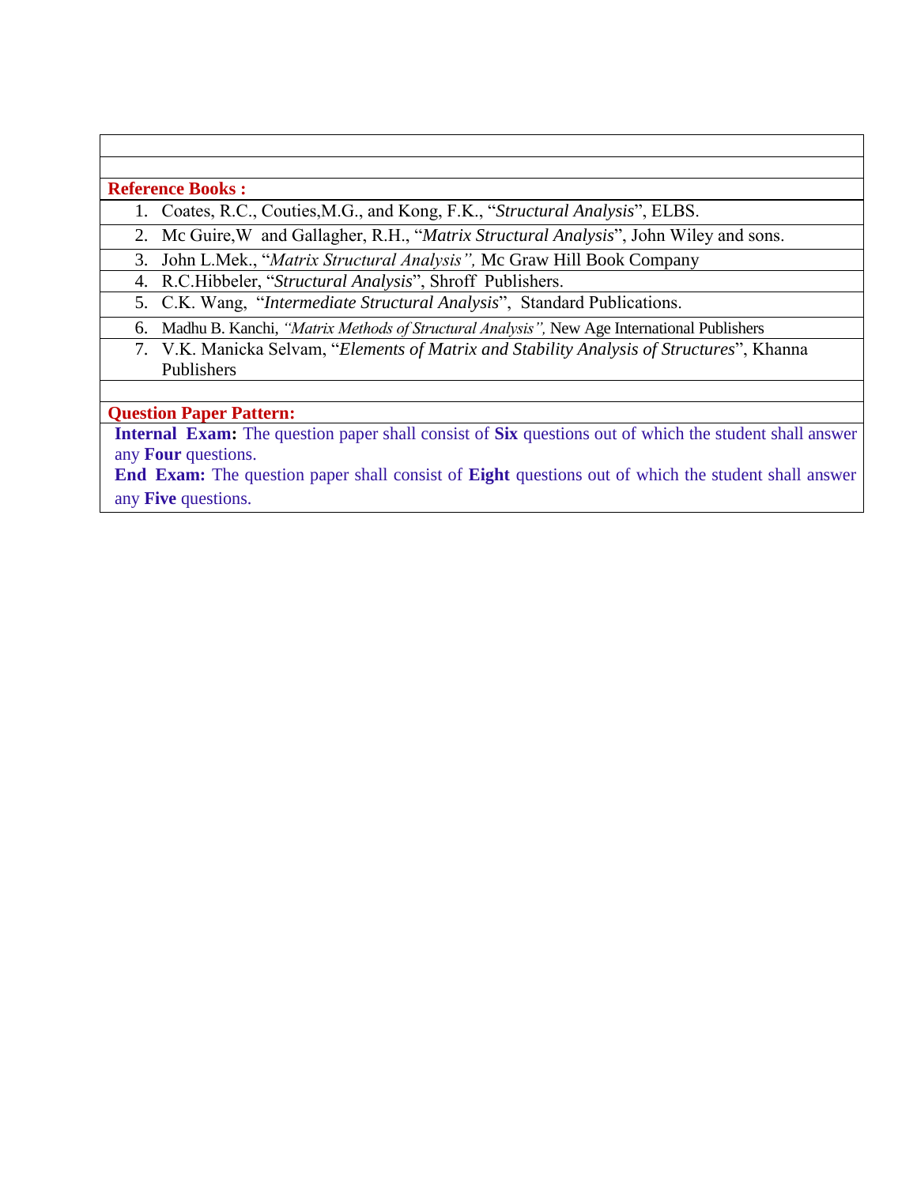**Reference Books :**

1. Coates, R.C., Couties,M.G., and Kong, F.K., "*Structural Analysis*", ELBS.
2. Mc Guire,W and Gallagher, R.H., "*Matrix Structural Analysis*", John Wiley and sons.
3. John L.Mek., "*Matrix Structural Analysis",* Mc Graw Hill Book Company
4. R.C.Hibbeler, "*Structural Analysis*", Shroff Publishers.
5. C.K. Wang, "*Intermediate Structural Analysis*", Standard Publications.
6. Madhu B. Kanchi, *"Matrix Methods of Structural Analysis",* New Age International Publishers
7. V.K. Manicka Selvam, "*Elements of Matrix and Stability Analysis of Structures*", Khanna Publishers

**Question Paper Pattern:**

**Internal Exam:** The question paper shall consist of **Six** questions out of which the student shall answer any **Four** questions.

**End Exam:** The question paper shall consist of **Eight** questions out of which the student shall answer any **Five** questions.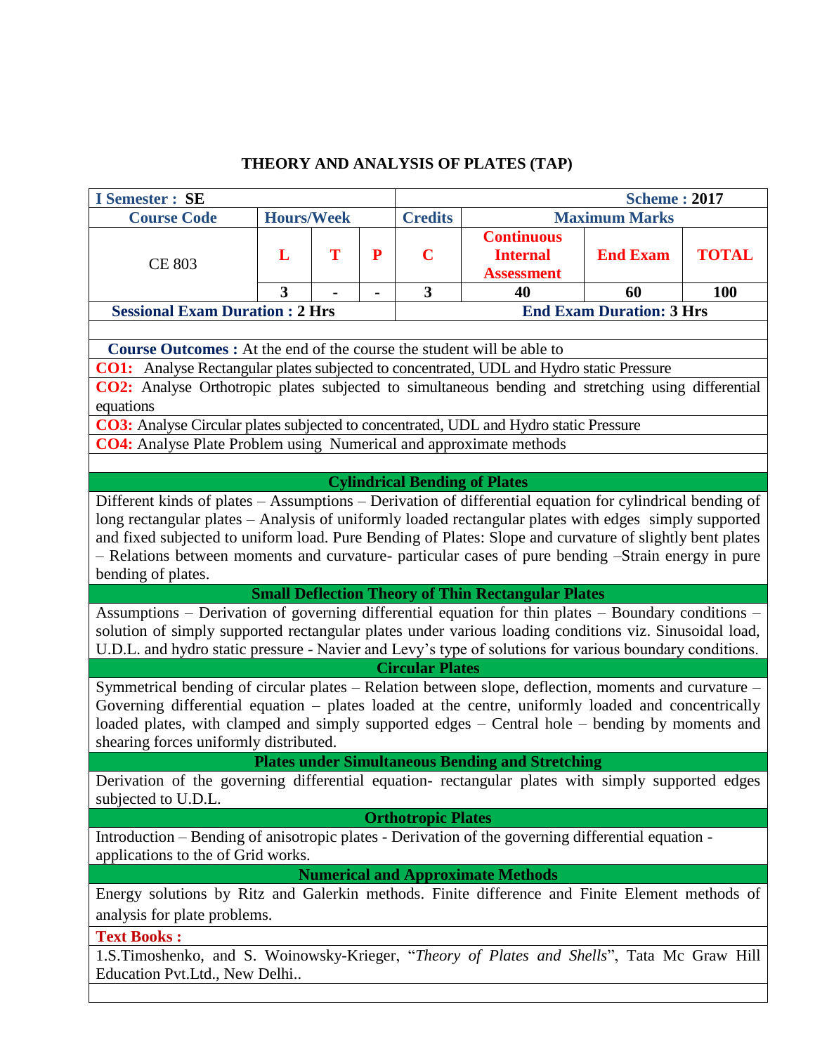# THEORY AND ANALYSIS OF PLATES (TAP)

| **I Semester : SE** | | | | **Scheme : 2017** | | | |
|---|---|---|---|---|---|---|---|
| **Course Code** | **Hours/Week** | | | **Credits** | **Maximum Marks** | | |
| CE 803 | **L** | **T** | **P** | **C** | **Continuous Internal Assessment** | **End Exam** | **TOTAL** |
| | **3** | **-** | **-** | **3** | **40** | **60** | **100** |
| **Sessional Exam Duration : 2 Hrs** | | | | **End Exam Duration: 3 Hrs** | | | |

**Course Outcomes :** At the end of the course the student will be able to

**CO1:** Analyse Rectangular plates subjected to concentrated, UDL and Hydro static Pressure

**CO2:** Analyse Orthotropic plates subjected to simultaneous bending and stretching using differential equations

**CO3:** Analyse Circular plates subjected to concentrated, UDL and Hydro static Pressure

**CO4:** Analyse Plate Problem using Numerical and approximate methods

### Cylindrical Bending of Plates

Different kinds of plates – Assumptions – Derivation of differential equation for cylindrical bending of long rectangular plates – Analysis of uniformly loaded rectangular plates with edges simply supported and fixed subjected to uniform load. Pure Bending of Plates: Slope and curvature of slightly bent plates – Relations between moments and curvature- particular cases of pure bending –Strain energy in pure bending of plates.

### Small Deflection Theory of Thin Rectangular Plates

Assumptions – Derivation of governing differential equation for thin plates – Boundary conditions – solution of simply supported rectangular plates under various loading conditions viz. Sinusoidal load, U.D.L. and hydro static pressure - Navier and Levy's type of solutions for various boundary conditions.

### Circular Plates

Symmetrical bending of circular plates – Relation between slope, deflection, moments and curvature – Governing differential equation – plates loaded at the centre, uniformly loaded and concentrically loaded plates, with clamped and simply supported edges – Central hole – bending by moments and shearing forces uniformly distributed.

### Plates under Simultaneous Bending and Stretching

Derivation of the governing differential equation- rectangular plates with simply supported edges subjected to U.D.L.

### Orthotropic Plates

Introduction – Bending of anisotropic plates - Derivation of the governing differential equation - applications to the of Grid works.

### Numerical and Approximate Methods

Energy solutions by Ritz and Galerkin methods. Finite difference and Finite Element methods of analysis for plate problems.

**Text Books :**

1.S.Timoshenko, and S. Woinowsky-Krieger, "*Theory of Plates and Shells*", Tata Mc Graw Hill Education Pvt.Ltd., New Delhi..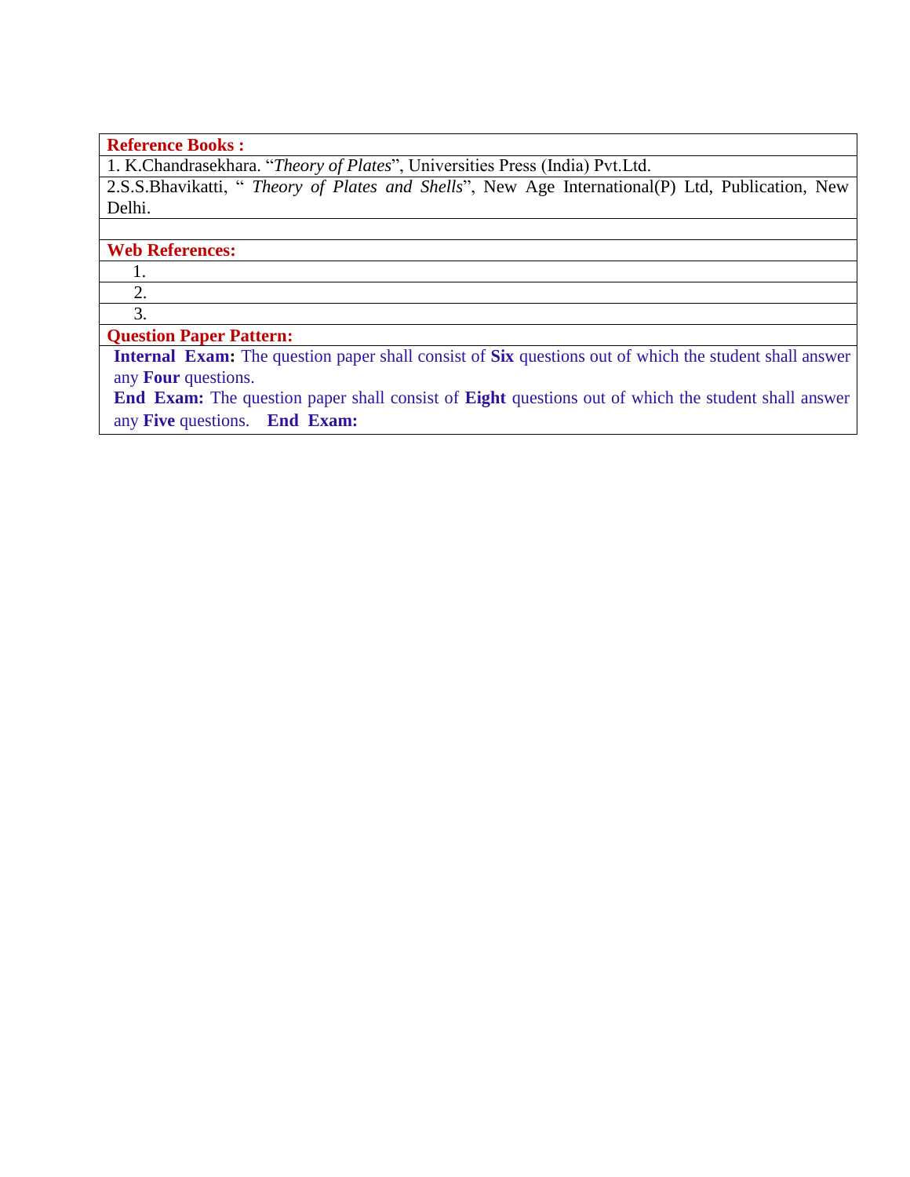**Reference Books :**

1. K.Chandrasekhara. "*Theory of Plates*", Universities Press (India) Pvt.Ltd.

2.S.S.Bhavikatti, " *Theory of Plates and Shells*", New Age International(P) Ltd, Publication, New Delhi.

**Web References:**

1.
2.
3.

**Question Paper Pattern:**

**Internal Exam:** The question paper shall consist of **Six** questions out of which the student shall answer any **Four** questions.

**End Exam:** The question paper shall consist of **Eight** questions out of which the student shall answer any **Five** questions. **End Exam:**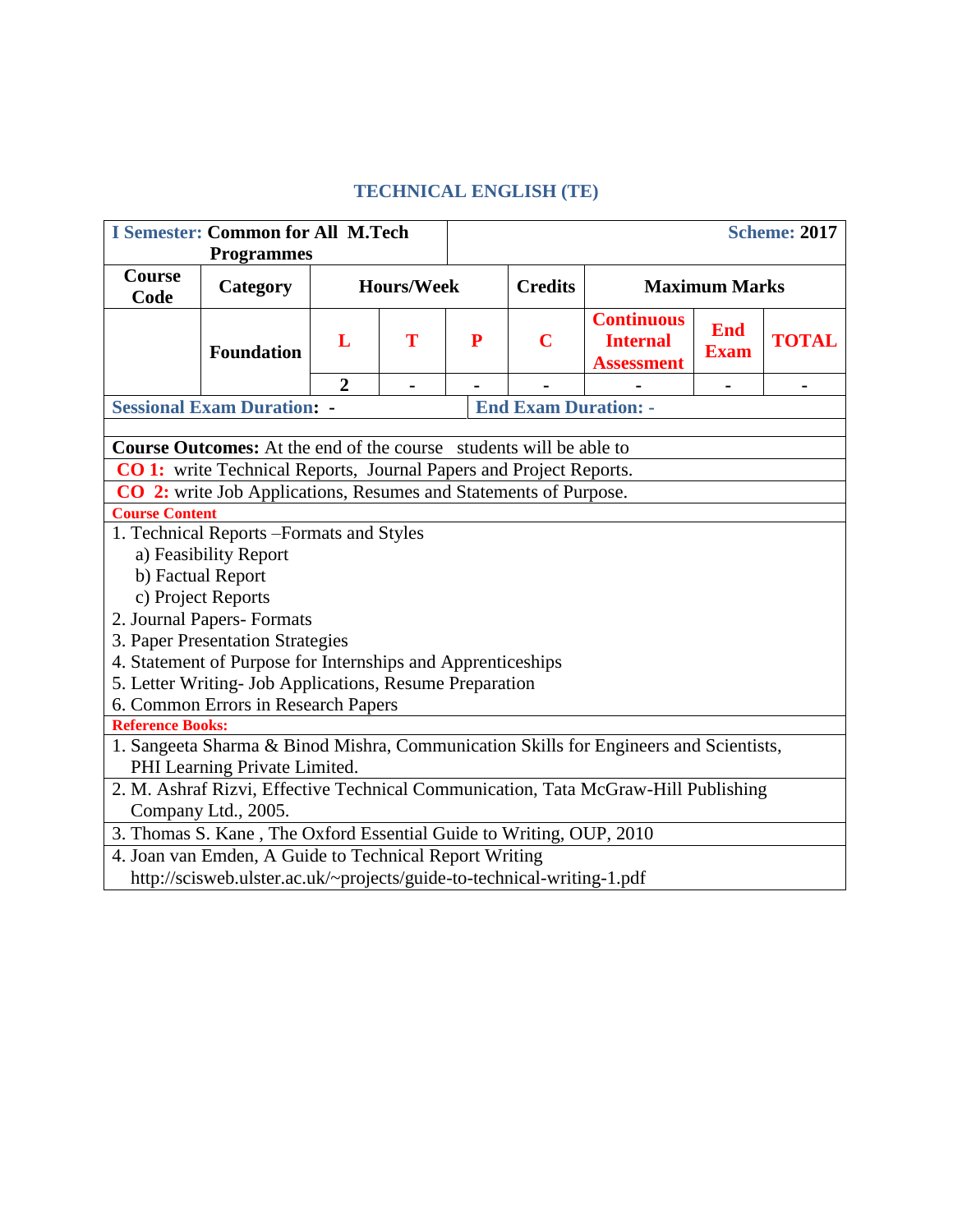# TECHNICAL ENGLISH (TE)

| **I Semester:** Common for All M.Tech Programmes | | | | | | | **Scheme:** 2017 |
|---|---|---|---|---|---|---|---|
| **Course Code** | **Category** | **Hours/Week** | | | **Credits** | **Maximum Marks** | | |
| | **Foundation** | **L** | **T** | **P** | **C** | **Continuous Internal Assessment** | **End Exam** | **TOTAL** |
| | | 2 | - | - | - | - | - | - |
| **Sessional Exam Duration:** - | | | | | **End Exam Duration:** - | | | |

**Course Outcomes:** At the end of the course students will be able to

**CO 1:** write Technical Reports, Journal Papers and Project Reports.

**CO 2:** write Job Applications, Resumes and Statements of Purpose.

**Course Content**

1. Technical Reports –Formats and Styles
   a) Feasibility Report
   b) Factual Report
   c) Project Reports
2. Journal Papers- Formats
3. Paper Presentation Strategies
4. Statement of Purpose for Internships and Apprenticeships
5. Letter Writing- Job Applications, Resume Preparation
6. Common Errors in Research Papers

**Reference Books:**

1. Sangeeta Sharma & Binod Mishra, Communication Skills for Engineers and Scientists, PHI Learning Private Limited.
2. M. Ashraf Rizvi, Effective Technical Communication, Tata McGraw-Hill Publishing Company Ltd., 2005.
3. Thomas S. Kane , The Oxford Essential Guide to Writing, OUP, 2010
4. Joan van Emden, A Guide to Technical Report Writing http://scisweb.ulster.ac.uk/~projects/guide-to-technical-writing-1.pdf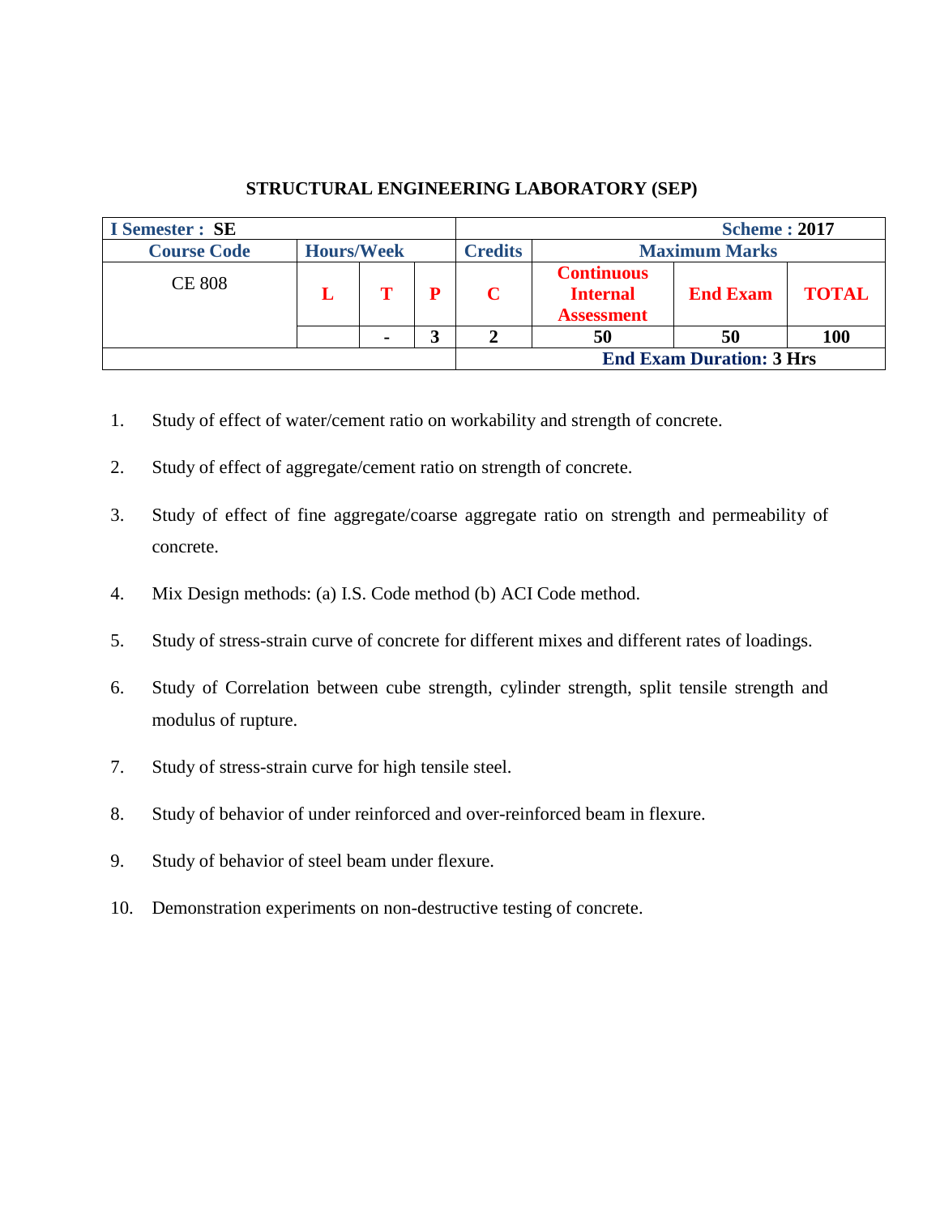## STRUCTURAL ENGINEERING LABORATORY (SEP)

| I Semester : SE | | | | Scheme : 2017 | | | |
|---|---|---|---|---|---|---|---|
| Course Code | Hours/Week | | | Credits | Maximum Marks | | |
| CE 808 | L | T | P | C | Continuous Internal Assessment | End Exam | TOTAL |
| | | - | 3 | 2 | 50 | 50 | 100 |
| | | | | End Exam Duration: 3 Hrs | | | |

1. Study of effect of water/cement ratio on workability and strength of concrete.
2. Study of effect of aggregate/cement ratio on strength of concrete.
3. Study of effect of fine aggregate/coarse aggregate ratio on strength and permeability of concrete.
4. Mix Design methods: (a) I.S. Code method (b) ACI Code method.
5. Study of stress-strain curve of concrete for different mixes and different rates of loadings.
6. Study of Correlation between cube strength, cylinder strength, split tensile strength and modulus of rupture.
7. Study of stress-strain curve for high tensile steel.
8. Study of behavior of under reinforced and over-reinforced beam in flexure.
9. Study of behavior of steel beam under flexure.
10. Demonstration experiments on non-destructive testing of concrete.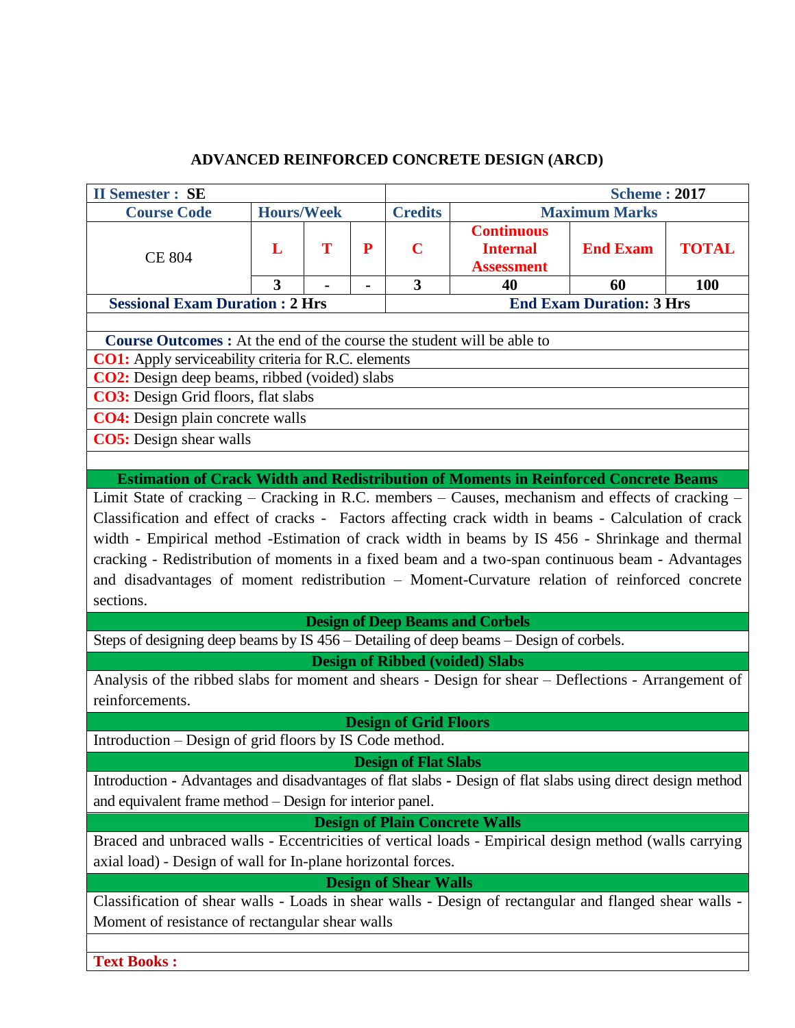# ADVANCED REINFORCED CONCRETE DESIGN (ARCD)

| II Semester : SE | | | | Scheme : 2017 | | | |
|---|---|---|---|---|---|---|---|
| Course Code | Hours/Week | | | Credits | Maximum Marks | | |
| CE 804 | L | T | P | C | Continuous Internal Assessment | End Exam | TOTAL |
| | 3 | - | - | 3 | 40 | 60 | 100 |
| Sessional Exam Duration : 2 Hrs | | | | End Exam Duration: 3 Hrs | | | |

**Course Outcomes :** At the end of the course the student will be able to

**CO1:** Apply serviceability criteria for R.C. elements

**CO2:** Design deep beams, ribbed (voided) slabs

**CO3:** Design Grid floors, flat slabs

**CO4:** Design plain concrete walls

**CO5:** Design shear walls

### Estimation of Crack Width and Redistribution of Moments in Reinforced Concrete Beams

Limit State of cracking – Cracking in R.C. members – Causes, mechanism and effects of cracking – Classification and effect of cracks - Factors affecting crack width in beams - Calculation of crack width - Empirical method -Estimation of crack width in beams by IS 456 - Shrinkage and thermal cracking - Redistribution of moments in a fixed beam and a two-span continuous beam - Advantages and disadvantages of moment redistribution – Moment-Curvature relation of reinforced concrete sections.

### Design of Deep Beams and Corbels

Steps of designing deep beams by IS 456 – Detailing of deep beams – Design of corbels.

### Design of Ribbed (voided) Slabs

Analysis of the ribbed slabs for moment and shears - Design for shear – Deflections - Arrangement of reinforcements.

### Design of Grid Floors

Introduction – Design of grid floors by IS Code method.

### Design of Flat Slabs

Introduction - Advantages and disadvantages of flat slabs - Design of flat slabs using direct design method and equivalent frame method – Design for interior panel.

### Design of Plain Concrete Walls

Braced and unbraced walls - Eccentricities of vertical loads - Empirical design method (walls carrying axial load) - Design of wall for In-plane horizontal forces.

### Design of Shear Walls

Classification of shear walls - Loads in shear walls - Design of rectangular and flanged shear walls - Moment of resistance of rectangular shear walls

**Text Books :**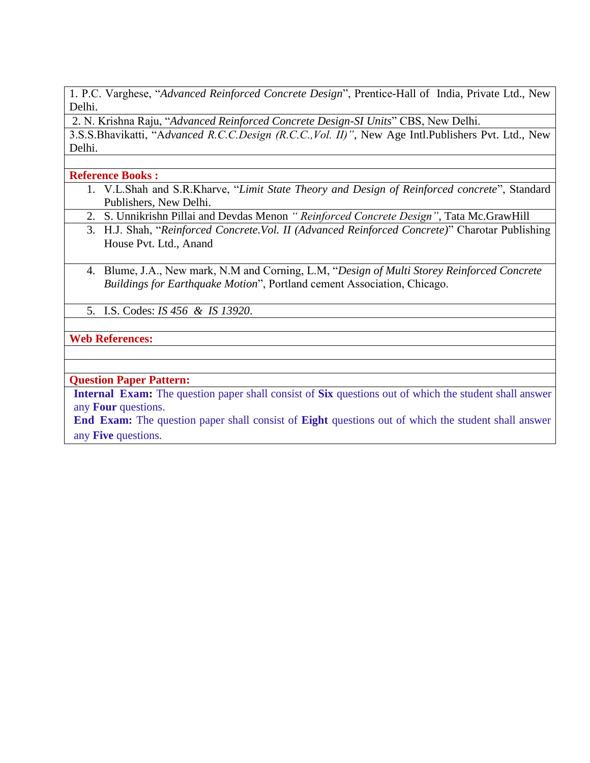1. P.C. Varghese, "*Advanced Reinforced Concrete Design*", Prentice-Hall of India, Private Ltd., New Delhi.

2. N. Krishna Raju, "*Advanced Reinforced Concrete Design-SI Units*" CBS, New Delhi.

3.S.S.Bhavikatti, "A*dvanced R.C.C.Design (R.C.C.,Vol. II)"*, New Age Intl.Publishers Pvt. Ltd., New Delhi.

**Reference Books :**

1. V.L.Shah and S.R.Kharve, "*Limit State Theory and Design of Reinforced concrete*", Standard Publishers, New Delhi.
2. S. Unnikrishn Pillai and Devdas Menon *" Reinforced Concrete Design"*, Tata Mc.GrawHill
3. H.J. Shah, "*Reinforced Concrete.Vol. II (Advanced Reinforced Concrete)*" Charotar Publishing House Pvt. Ltd., Anand
4. Blume, J.A., New mark, N.M and Corning, L.M, "*Design of Multi Storey Reinforced Concrete Buildings for Earthquake Motion*", Portland cement Association, Chicago.
5. I.S. Codes: *IS 456 & IS 13920*.

**Web References:**

**Question Paper Pattern:**

**Internal Exam:** The question paper shall consist of **Six** questions out of which the student shall answer any **Four** questions.

**End Exam:** The question paper shall consist of **Eight** questions out of which the student shall answer any **Five** questions.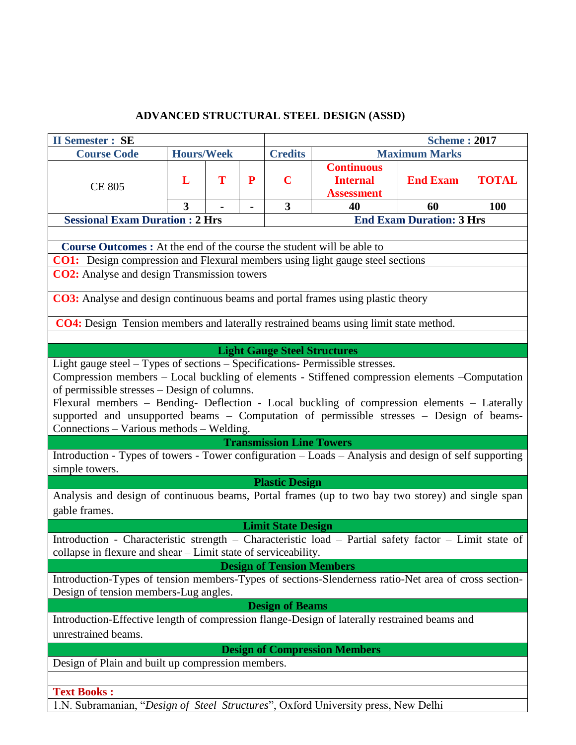# ADVANCED STRUCTURAL STEEL DESIGN (ASSD)

| II Semester : SE | | | | Scheme : 2017 | | |
|---|---|---|---|---|---|---|
| Course Code | Hours/Week | | | Credits | Maximum Marks | | |
| CE 805 | L | T | P | C | Continuous Internal Assessment | End Exam | TOTAL |
| | 3 | - | - | 3 | 40 | 60 | 100 |
| Sessional Exam Duration : 2 Hrs | | | | End Exam Duration: 3 Hrs | | | |

**Course Outcomes :** At the end of the course the student will be able to

**CO1:** Design compression and Flexural members using light gauge steel sections

**CO2:** Analyse and design Transmission towers

**CO3:** Analyse and design continuous beams and portal frames using plastic theory

**CO4:** Design Tension members and laterally restrained beams using limit state method.

### Light Gauge Steel Structures

Light gauge steel – Types of sections – Specifications- Permissible stresses.
Compression members – Local buckling of elements - Stiffened compression elements –Computation of permissible stresses – Design of columns.
Flexural members – Bending- Deflection - Local buckling of compression elements – Laterally supported and unsupported beams – Computation of permissible stresses – Design of beams- Connections – Various methods – Welding.

### Transmission Line Towers

Introduction - Types of towers - Tower configuration – Loads – Analysis and design of self supporting simple towers.

### Plastic Design

Analysis and design of continuous beams, Portal frames (up to two bay two storey) and single span gable frames.

### Limit State Design

Introduction - Characteristic strength – Characteristic load – Partial safety factor – Limit state of collapse in flexure and shear – Limit state of serviceability.

### Design of Tension Members

Introduction-Types of tension members-Types of sections-Slenderness ratio-Net area of cross section-Design of tension members-Lug angles.

### Design of Beams

Introduction-Effective length of compression flange-Design of laterally restrained beams and unrestrained beams.

### Design of Compression Members

Design of Plain and built up compression members.

**Text Books :**

1.N. Subramanian, "*Design of Steel Structures*", Oxford University press, New Delhi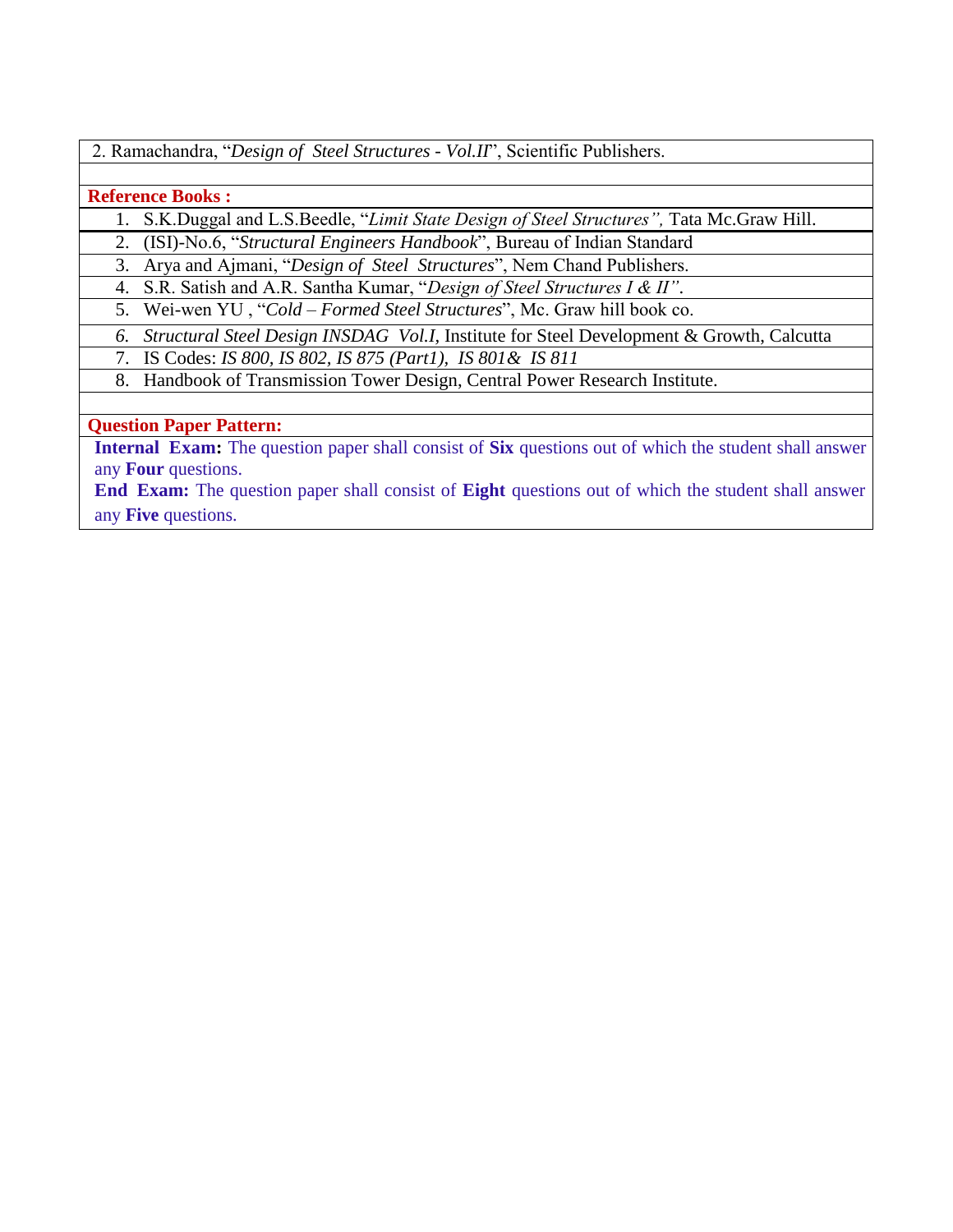2. Ramachandra, "*Design of Steel Structures - Vol.II*", Scientific Publishers.

**Reference Books :**

1. S.K.Duggal and L.S.Beedle, "*Limit State Design of Steel Structures",* Tata Mc.Graw Hill.
2. (ISI)-No.6, "*Structural Engineers Handbook*", Bureau of Indian Standard
3. Arya and Ajmani, "*Design of Steel Structures*", Nem Chand Publishers.
4. S.R. Satish and A.R. Santha Kumar, "*Design of Steel Structures I & II"*.
5. Wei-wen YU , "*Cold – Formed Steel Structures*", Mc. Graw hill book co.
6. *Structural Steel Design INSDAG Vol.I,* Institute for Steel Development & Growth, Calcutta
7. IS Codes: *IS 800, IS 802, IS 875 (Part1), IS 801& IS 811*
8. Handbook of Transmission Tower Design, Central Power Research Institute.

**Question Paper Pattern:**

**Internal Exam:** The question paper shall consist of **Six** questions out of which the student shall answer any **Four** questions.

**End Exam:** The question paper shall consist of **Eight** questions out of which the student shall answer any **Five** questions.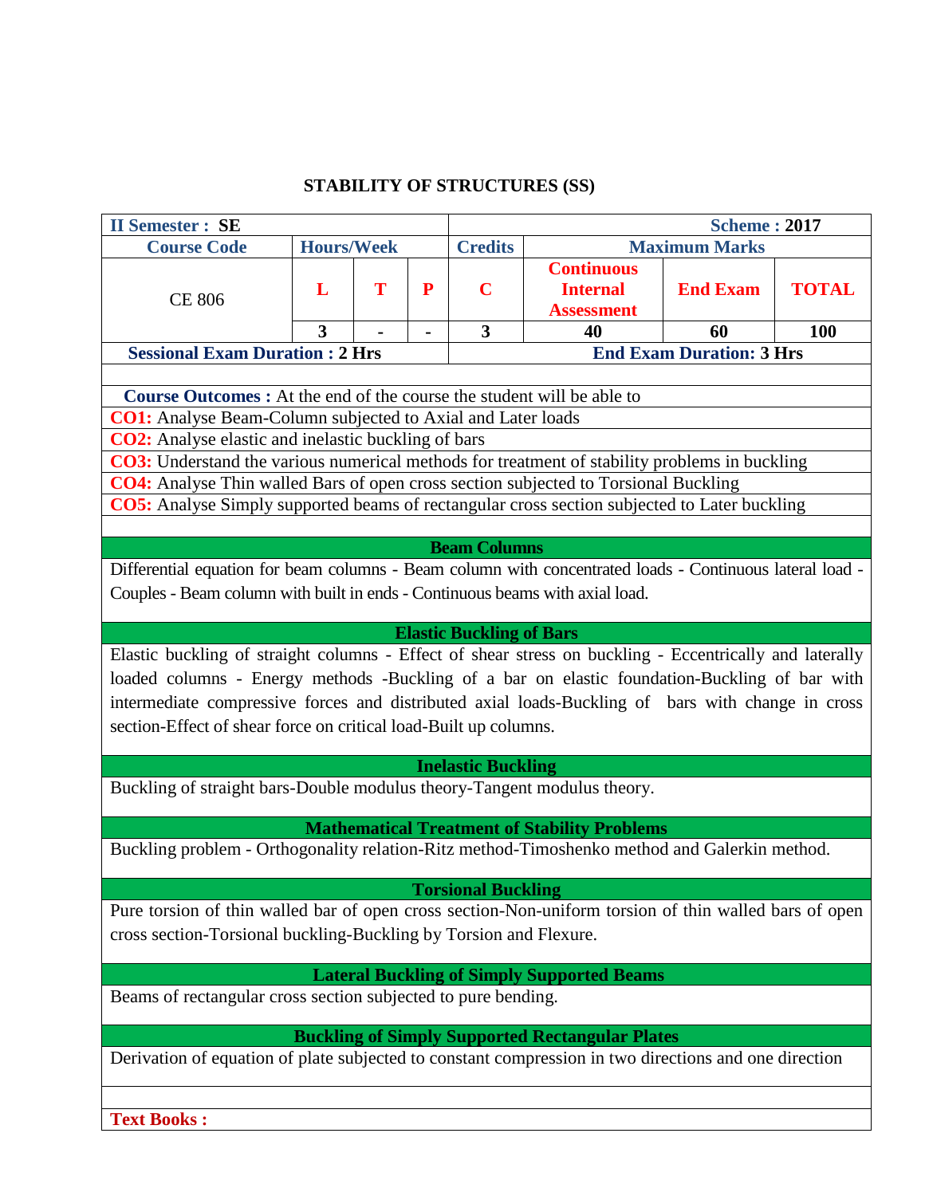# STABILITY OF STRUCTURES (SS)

| II Semester : SE | | | | | Scheme : 2017 | | |
|---|---|---|---|---|---|---|---|
| **Course Code** | **Hours/Week** | | | **Credits** | **Maximum Marks** | | |
| CE 806 | **L** | **T** | **P** | **C** | **Continuous Internal Assessment** | **End Exam** | **TOTAL** |
| | **3** | **-** | **-** | **3** | **40** | **60** | **100** |
| **Sessional Exam Duration : 2 Hrs** | | | | | **End Exam Duration: 3 Hrs** | | |

**Course Outcomes :** At the end of the course the student will be able to

**CO1:** Analyse Beam-Column subjected to Axial and Later loads

**CO2:** Analyse elastic and inelastic buckling of bars

**CO3:** Understand the various numerical methods for treatment of stability problems in buckling

**CO4:** Analyse Thin walled Bars of open cross section subjected to Torsional Buckling

**CO5:** Analyse Simply supported beams of rectangular cross section subjected to Later buckling

## Beam Columns

Differential equation for beam columns - Beam column with concentrated loads - Continuous lateral load - Couples - Beam column with built in ends - Continuous beams with axial load.

## Elastic Buckling of Bars

Elastic buckling of straight columns - Effect of shear stress on buckling - Eccentrically and laterally loaded columns - Energy methods -Buckling of a bar on elastic foundation-Buckling of bar with intermediate compressive forces and distributed axial loads-Buckling of bars with change in cross section-Effect of shear force on critical load-Built up columns.

## Inelastic Buckling

Buckling of straight bars-Double modulus theory-Tangent modulus theory.

## Mathematical Treatment of Stability Problems

Buckling problem - Orthogonality relation-Ritz method-Timoshenko method and Galerkin method.

## Torsional Buckling

Pure torsion of thin walled bar of open cross section-Non-uniform torsion of thin walled bars of open cross section-Torsional buckling-Buckling by Torsion and Flexure.

## Lateral Buckling of Simply Supported Beams

Beams of rectangular cross section subjected to pure bending.

## Buckling of Simply Supported Rectangular Plates

Derivation of equation of plate subjected to constant compression in two directions and one direction

**Text Books :**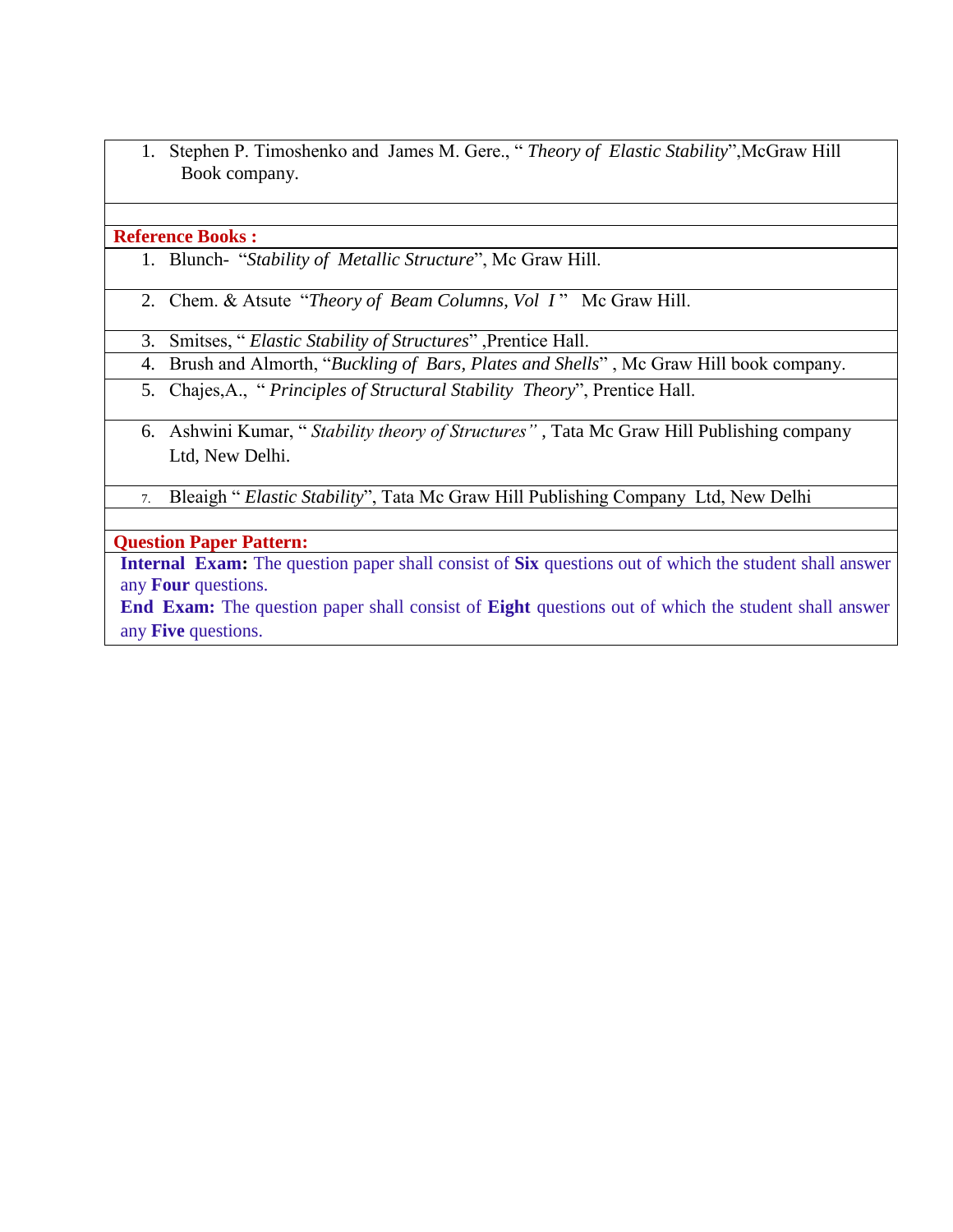1. Stephen P. Timoshenko and James M. Gere., " *Theory of Elastic Stability*",McGraw Hill Book company.

**Reference Books :**

1. Blunch- "*Stability of Metallic Structure*", Mc Graw Hill.
2. Chem. & Atsute "*Theory of Beam Columns, Vol I* " Mc Graw Hill.
3. Smitses, " *Elastic Stability of Structures*" ,Prentice Hall.
4. Brush and Almorth, "*Buckling of Bars, Plates and Shells*" , Mc Graw Hill book company.
5. Chajes,A., " *Principles of Structural Stability Theory*", Prentice Hall.
6. Ashwini Kumar, " *Stability theory of Structures"* , Tata Mc Graw Hill Publishing company Ltd, New Delhi.
7. Bleaigh " *Elastic Stability*", Tata Mc Graw Hill Publishing Company Ltd, New Delhi

**Question Paper Pattern:**

**Internal Exam:** The question paper shall consist of **Six** questions out of which the student shall answer any **Four** questions.

**End Exam:** The question paper shall consist of **Eight** questions out of which the student shall answer any **Five** questions.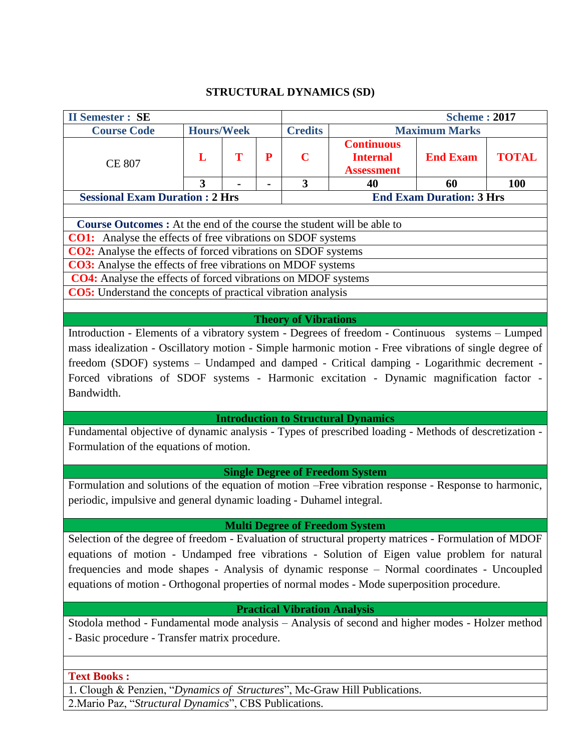# STRUCTURAL DYNAMICS (SD)

| II Semester : SE | | | | Scheme : 2017 | | | |
|---|---|---|---|---|---|---|---|
| **Course Code** | **Hours/Week** | | | **Credits** | **Maximum Marks** | | |
| CE 807 | **L** | **T** | **P** | **C** | **Continuous Internal Assessment** | **End Exam** | **TOTAL** |
| | **3** | **-** | **-** | **3** | **40** | **60** | **100** |
| **Sessional Exam Duration : 2 Hrs** | | | | **End Exam Duration: 3 Hrs** | | | |

**Course Outcomes :** At the end of the course the student will be able to

**CO1:** Analyse the effects of free vibrations on SDOF systems

**CO2:** Analyse the effects of forced vibrations on SDOF systems

**CO3:** Analyse the effects of free vibrations on MDOF systems

**CO4:** Analyse the effects of forced vibrations on MDOF systems

**CO5:** Understand the concepts of practical vibration analysis

### Theory of Vibrations

Introduction - Elements of a vibratory system - Degrees of freedom - Continuous systems – Lumped mass idealization - Oscillatory motion - Simple harmonic motion - Free vibrations of single degree of freedom (SDOF) systems – Undamped and damped - Critical damping - Logarithmic decrement - Forced vibrations of SDOF systems - Harmonic excitation - Dynamic magnification factor - Bandwidth.

### Introduction to Structural Dynamics

Fundamental objective of dynamic analysis - Types of prescribed loading - Methods of descretization - Formulation of the equations of motion.

### Single Degree of Freedom System

Formulation and solutions of the equation of motion –Free vibration response - Response to harmonic, periodic, impulsive and general dynamic loading - Duhamel integral.

### Multi Degree of Freedom System

Selection of the degree of freedom - Evaluation of structural property matrices - Formulation of MDOF equations of motion - Undamped free vibrations - Solution of Eigen value problem for natural frequencies and mode shapes - Analysis of dynamic response – Normal coordinates - Uncoupled equations of motion - Orthogonal properties of normal modes - Mode superposition procedure.

### Practical Vibration Analysis

Stodola method - Fundamental mode analysis – Analysis of second and higher modes - Holzer method - Basic procedure - Transfer matrix procedure.

**Text Books :**

1. Clough & Penzien, "*Dynamics of Structures*", Mc-Graw Hill Publications.
2. Mario Paz, "*Structural Dynamics*", CBS Publications.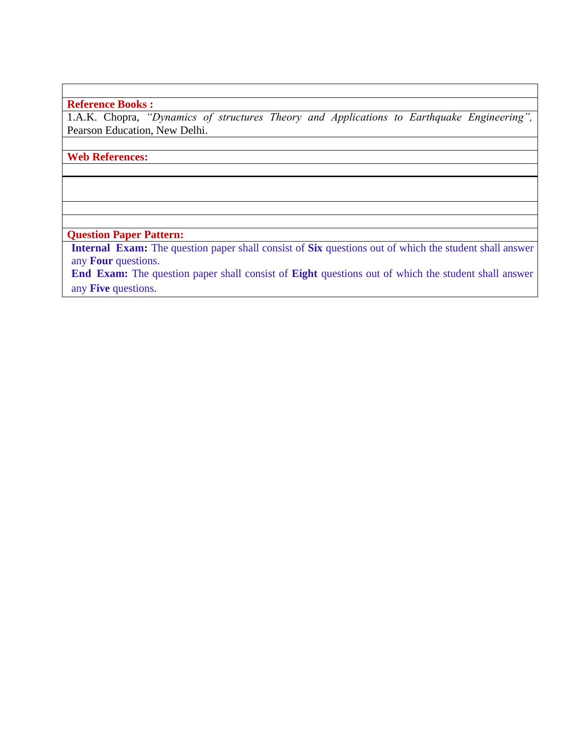**Reference Books :**

1.A.K. Chopra, *"Dynamics of structures Theory and Applications to Earthquake Engineering",* Pearson Education, New Delhi.

**Web References:**

**Question Paper Pattern:**

**Internal Exam:** The question paper shall consist of **Six** questions out of which the student shall answer any **Four** questions.

**End Exam:** The question paper shall consist of **Eight** questions out of which the student shall answer any **Five** questions.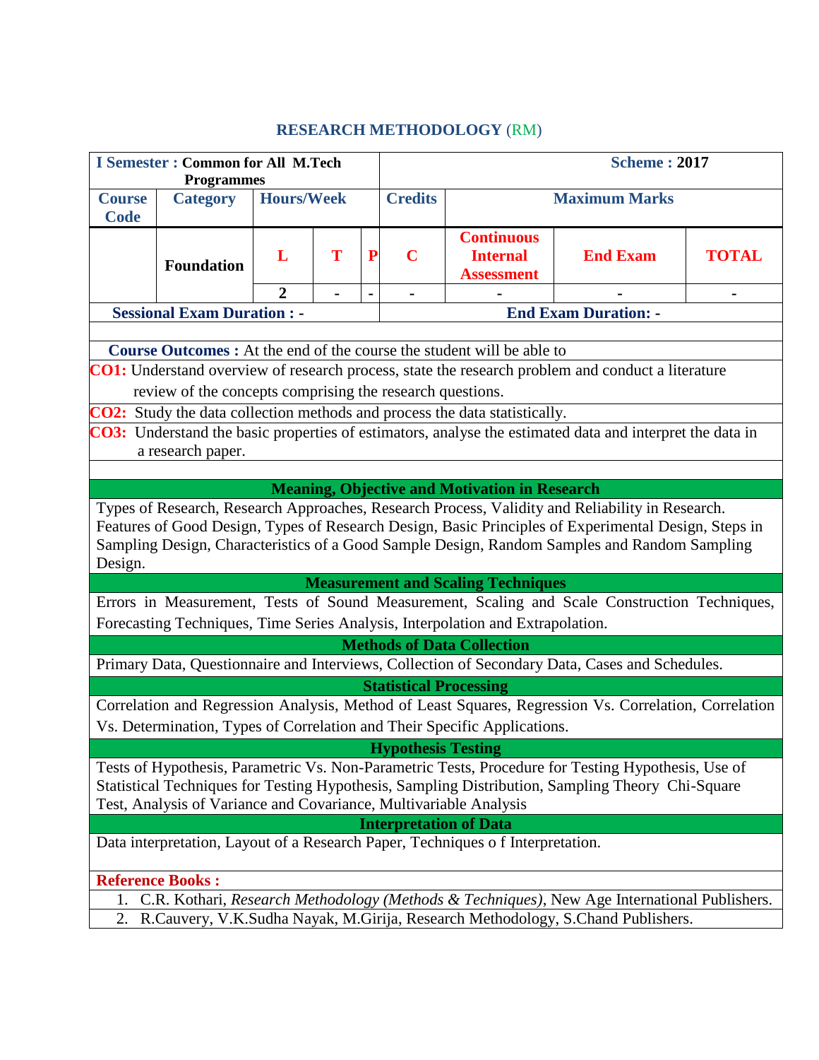# RESEARCH METHODOLOGY (RM)

| I Semester : Common for All M.Tech Programmes | | | | | Scheme : 2017 | | | |
|---|---|---|---|---|---|---|---|---|
| Course Code | Category | Hours/Week | | | Credits | Maximum Marks | | |
| | Foundation | L | T | P | C | Continuous Internal Assessment | End Exam | TOTAL |
| | | 2 | - | - | - | - | - | - |
| Sessional Exam Duration : - | | | | | End Exam Duration: - | | | |

**Course Outcomes :** At the end of the course the student will be able to

**CO1:** Understand overview of research process, state the research problem and conduct a literature review of the concepts comprising the research questions.

**CO2:** Study the data collection methods and process the data statistically.

**CO3:** Understand the basic properties of estimators, analyse the estimated data and interpret the data in a research paper.

### Meaning, Objective and Motivation in Research

Types of Research, Research Approaches, Research Process, Validity and Reliability in Research. Features of Good Design, Types of Research Design, Basic Principles of Experimental Design, Steps in Sampling Design, Characteristics of a Good Sample Design, Random Samples and Random Sampling Design.

### Measurement and Scaling Techniques

Errors in Measurement, Tests of Sound Measurement, Scaling and Scale Construction Techniques, Forecasting Techniques, Time Series Analysis, Interpolation and Extrapolation.

### Methods of Data Collection

Primary Data, Questionnaire and Interviews, Collection of Secondary Data, Cases and Schedules.

### Statistical Processing

Correlation and Regression Analysis, Method of Least Squares, Regression Vs. Correlation, Correlation Vs. Determination, Types of Correlation and Their Specific Applications.

### Hypothesis Testing

Tests of Hypothesis, Parametric Vs. Non-Parametric Tests, Procedure for Testing Hypothesis, Use of Statistical Techniques for Testing Hypothesis, Sampling Distribution, Sampling Theory Chi-Square Test, Analysis of Variance and Covariance, Multivariable Analysis

### Interpretation of Data

Data interpretation, Layout of a Research Paper, Techniques o f Interpretation.

**Reference Books :**

1. C.R. Kothari, *Research Methodology (Methods & Techniques)*, New Age International Publishers.
2. R.Cauvery, V.K.Sudha Nayak, M.Girija, Research Methodology, S.Chand Publishers.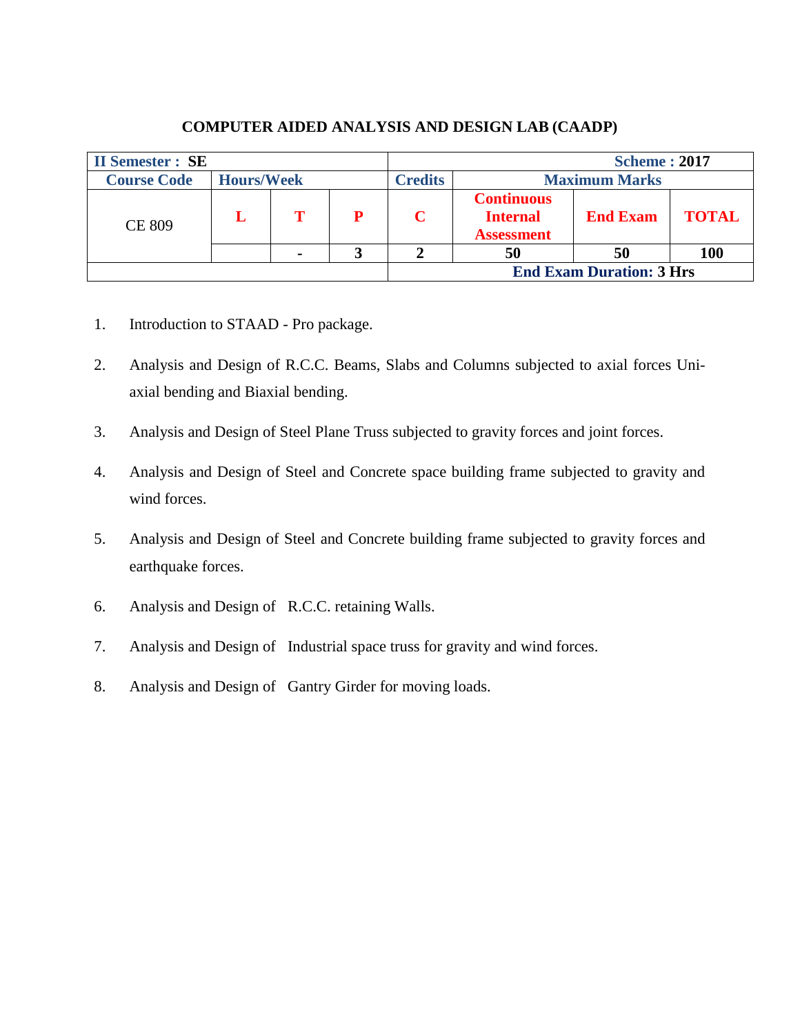# COMPUTER AIDED ANALYSIS AND DESIGN LAB (CAADP)

| II Semester : SE | | | | Scheme : 2017 | | | |
|---|---|---|---|---|---|---|---|
| Course Code | Hours/Week | | | Credits | Maximum Marks | | |
| CE 809 | L | T | P | C | Continuous Internal Assessment | End Exam | TOTAL |
| | | - | 3 | 2 | 50 | 50 | 100 |
| | | | | End Exam Duration: 3 Hrs | | | |

1. Introduction to STAAD - Pro package.
2. Analysis and Design of R.C.C. Beams, Slabs and Columns subjected to axial forces Uni-axial bending and Biaxial bending.
3. Analysis and Design of Steel Plane Truss subjected to gravity forces and joint forces.
4. Analysis and Design of Steel and Concrete space building frame subjected to gravity and wind forces.
5. Analysis and Design of Steel and Concrete building frame subjected to gravity forces and earthquake forces.
6. Analysis and Design of R.C.C. retaining Walls.
7. Analysis and Design of Industrial space truss for gravity and wind forces.
8. Analysis and Design of Gantry Girder for moving loads.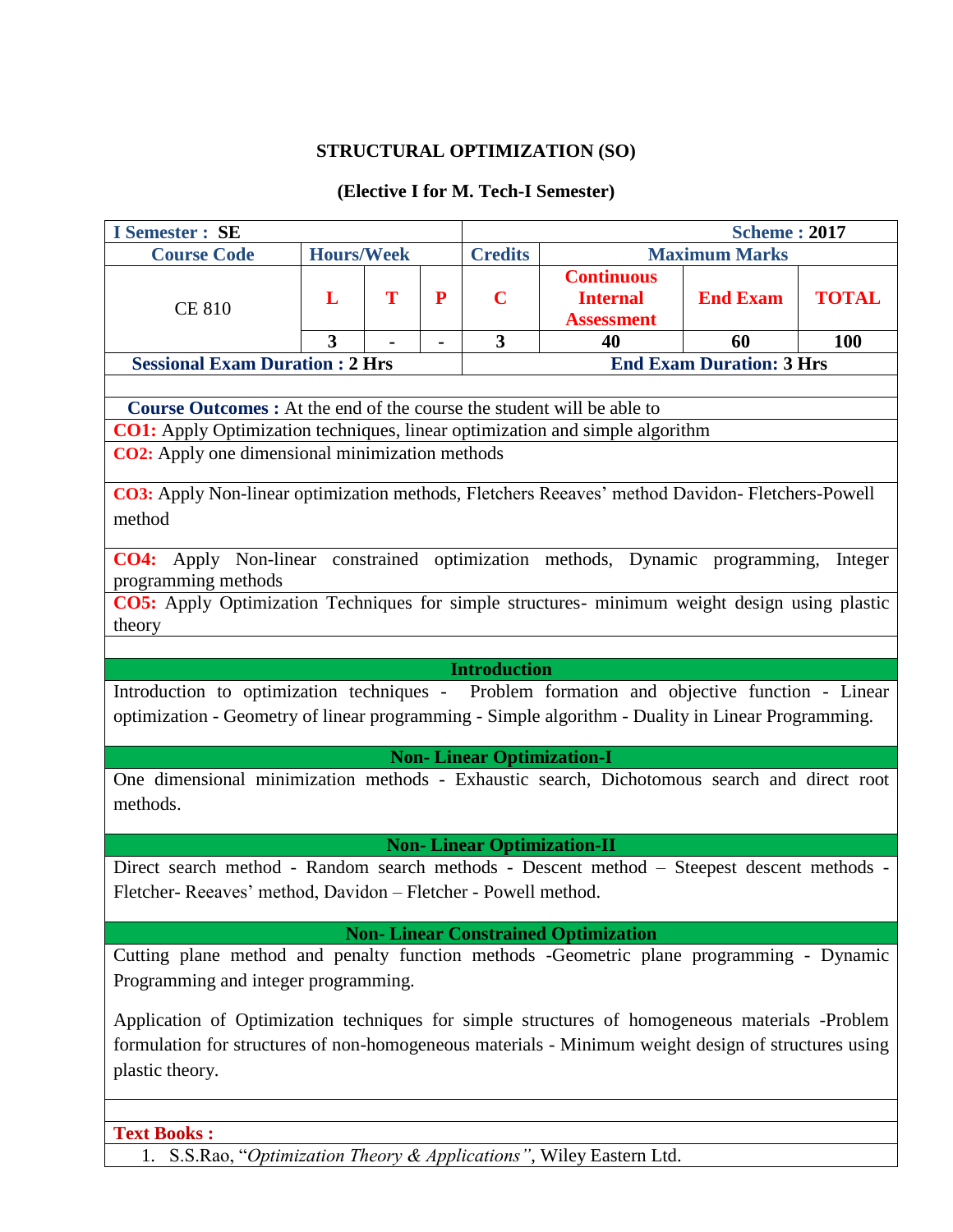## STRUCTURAL OPTIMIZATION (SO)

### (Elective I for M. Tech-I Semester)

| I Semester : SE | | | | Scheme : 2017 | | |
|---|---|---|---|---|---|---|
| Course Code | Hours/Week | | | Credits | Maximum Marks | |
| CE 810 | L | T | P | C | Continuous Internal Assessment | End Exam | TOTAL |
| | 3 | - | - | 3 | 40 | 60 | 100 |
| Sessional Exam Duration : 2 Hrs | | | | End Exam Duration: 3 Hrs | | |

**Course Outcomes :** At the end of the course the student will be able to

**CO1:** Apply Optimization techniques, linear optimization and simple algorithm

**CO2:** Apply one dimensional minimization methods

**CO3:** Apply Non-linear optimization methods, Fletchers Reeaves' method Davidon- Fletchers-Powell method

**CO4:** Apply Non-linear constrained optimization methods, Dynamic programming, Integer programming methods

**CO5:** Apply Optimization Techniques for simple structures- minimum weight design using plastic theory

**Introduction**

Introduction to optimization techniques - Problem formation and objective function - Linear optimization - Geometry of linear programming - Simple algorithm - Duality in Linear Programming.

**Non- Linear Optimization-I**

One dimensional minimization methods - Exhaustic search, Dichotomous search and direct root methods.

**Non- Linear Optimization-II**

Direct search method - Random search methods - Descent method – Steepest descent methods - Fletcher- Reeaves' method, Davidon – Fletcher - Powell method.

**Non- Linear Constrained Optimization**

Cutting plane method and penalty function methods -Geometric plane programming - Dynamic Programming and integer programming.

Application of Optimization techniques for simple structures of homogeneous materials -Problem formulation for structures of non-homogeneous materials - Minimum weight design of structures using plastic theory.

**Text Books :**

1. S.S.Rao, "*Optimization Theory & Applications"*, Wiley Eastern Ltd.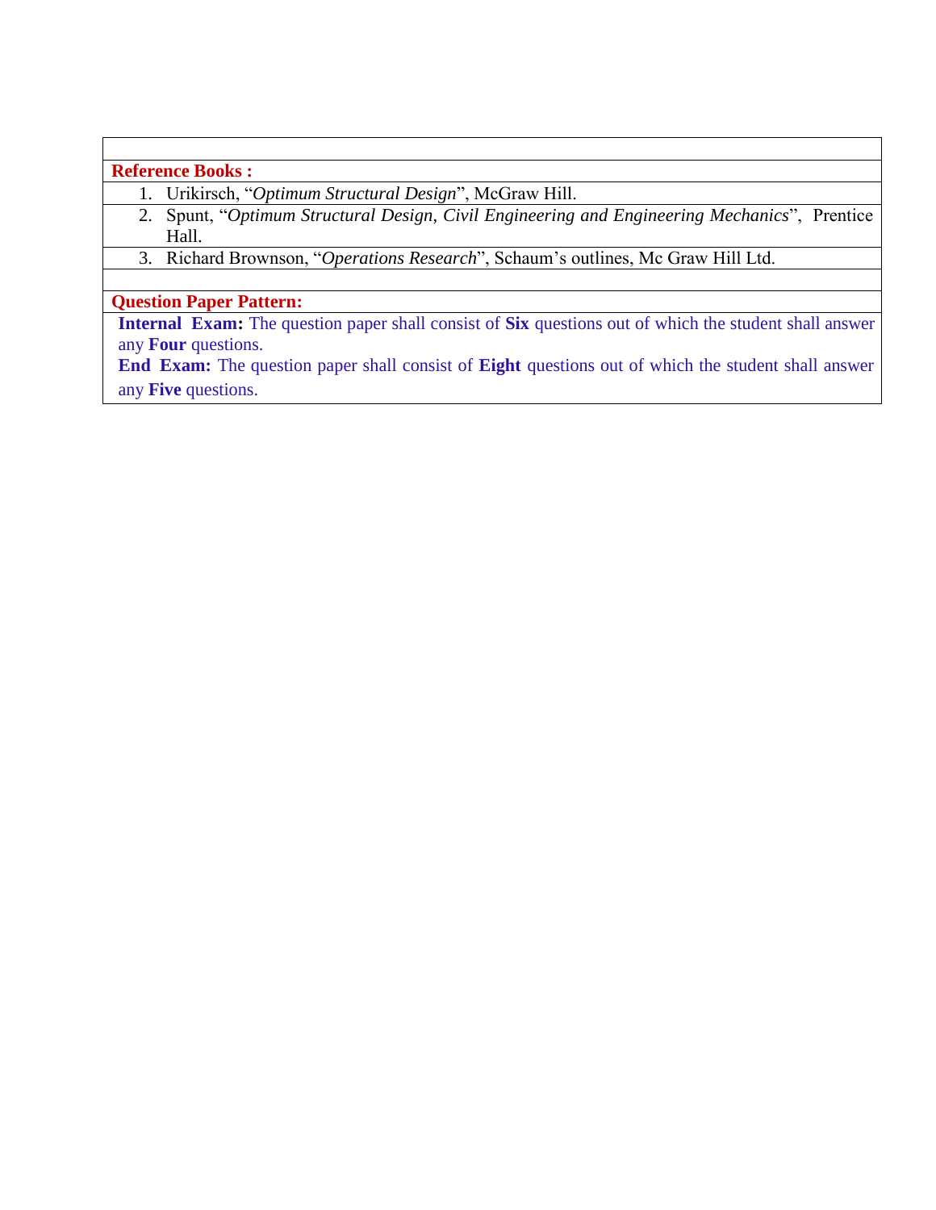**Reference Books :**

1. Urikirsch, "*Optimum Structural Design*", McGraw Hill.
2. Spunt, "*Optimum Structural Design, Civil Engineering and Engineering Mechanics*", Prentice Hall.
3. Richard Brownson, "*Operations Research*", Schaum's outlines, Mc Graw Hill Ltd.

**Question Paper Pattern:**

**Internal Exam:** The question paper shall consist of **Six** questions out of which the student shall answer any **Four** questions.

**End Exam:** The question paper shall consist of **Eight** questions out of which the student shall answer any **Five** questions.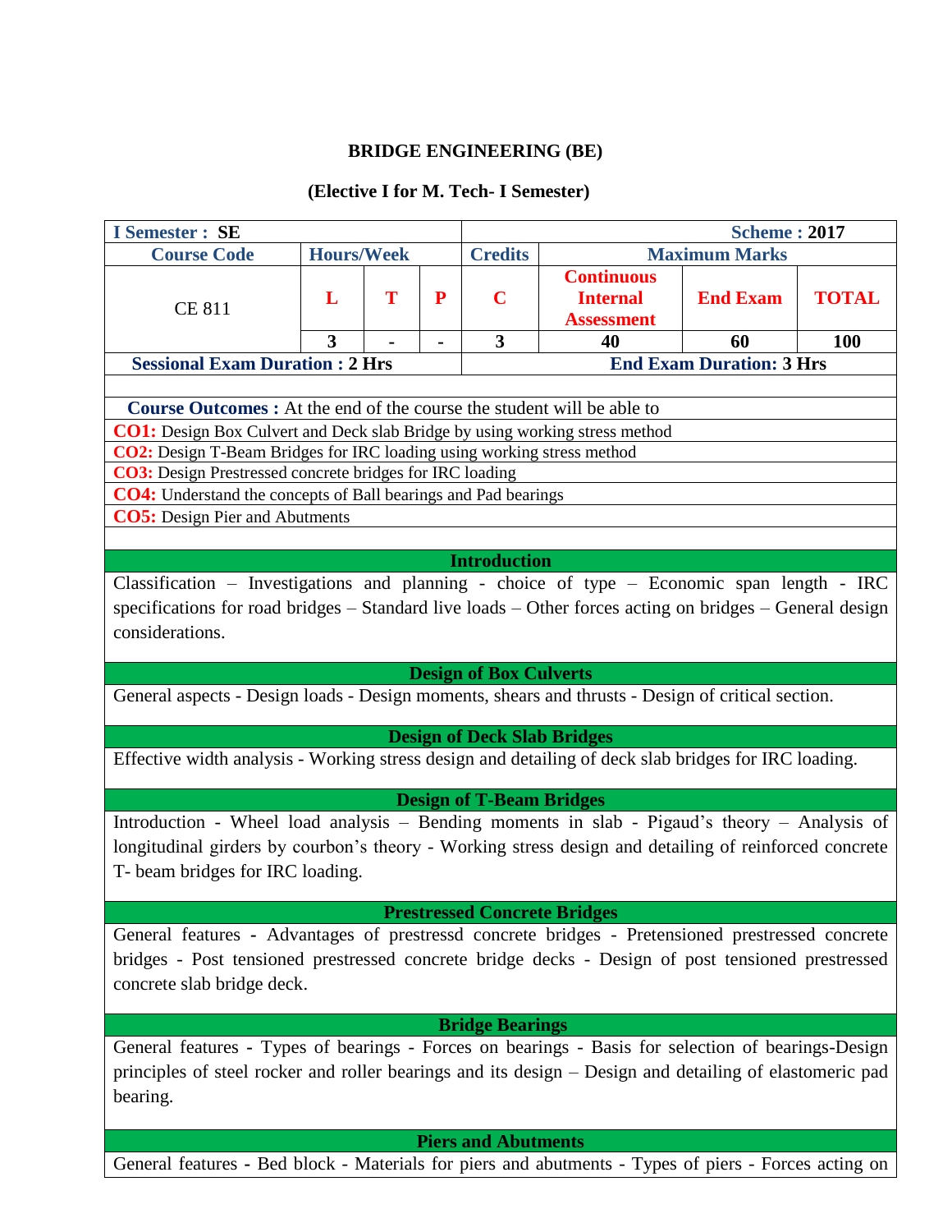# BRIDGE ENGINEERING (BE)

## (Elective I for M. Tech- I Semester)

| I Semester : SE | | | | Scheme : 2017 | | | |
|---|---|---|---|---|---|---|---|
| Course Code | Hours/Week | | | Credits | Maximum Marks | | |
| CE 811 | L | T | P | C | Continuous Internal Assessment | End Exam | TOTAL |
| | 3 | - | - | 3 | 40 | 60 | 100 |
| Sessional Exam Duration : 2 Hrs | | | | End Exam Duration: 3 Hrs | | | |

**Course Outcomes :** At the end of the course the student will be able to

**CO1:** Design Box Culvert and Deck slab Bridge by using working stress method

**CO2:** Design T-Beam Bridges for IRC loading using working stress method

**CO3:** Design Prestressed concrete bridges for IRC loading

**CO4:** Understand the concepts of Ball bearings and Pad bearings

**CO5:** Design Pier and Abutments

### Introduction

Classification – Investigations and planning - choice of type – Economic span length - IRC specifications for road bridges – Standard live loads – Other forces acting on bridges – General design considerations.

### Design of Box Culverts

General aspects - Design loads - Design moments, shears and thrusts - Design of critical section.

### Design of Deck Slab Bridges

Effective width analysis - Working stress design and detailing of deck slab bridges for IRC loading.

### Design of T-Beam Bridges

Introduction - Wheel load analysis – Bending moments in slab - Pigaud's theory – Analysis of longitudinal girders by courbon's theory - Working stress design and detailing of reinforced concrete T- beam bridges for IRC loading.

### Prestressed Concrete Bridges

General features - Advantages of prestressd concrete bridges - Pretensioned prestressed concrete bridges - Post tensioned prestressed concrete bridge decks - Design of post tensioned prestressed concrete slab bridge deck.

### Bridge Bearings

General features - Types of bearings - Forces on bearings - Basis for selection of bearings-Design principles of steel rocker and roller bearings and its design – Design and detailing of elastomeric pad bearing.

### Piers and Abutments

General features - Bed block - Materials for piers and abutments - Types of piers - Forces acting on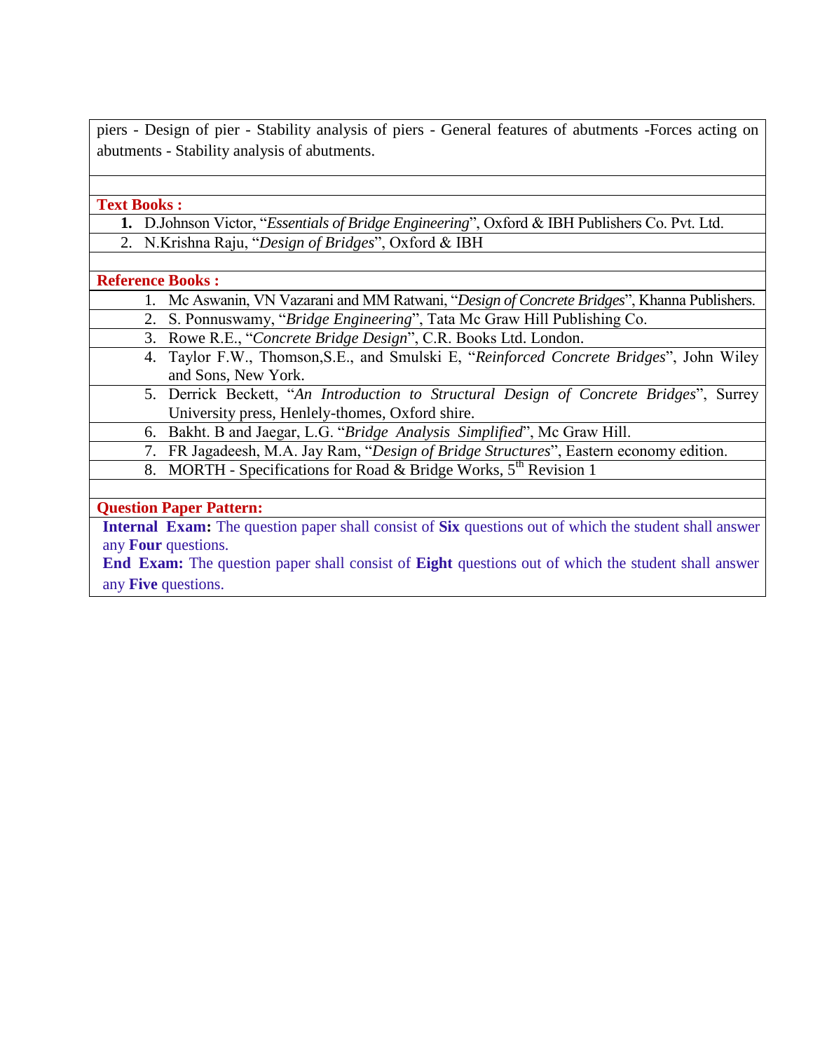piers - Design of pier - Stability analysis of piers - General features of abutments -Forces acting on abutments - Stability analysis of abutments.

**Text Books :**

1. D.Johnson Victor, "*Essentials of Bridge Engineering*", Oxford & IBH Publishers Co. Pvt. Ltd.
2. N.Krishna Raju, "*Design of Bridges*", Oxford & IBH

**Reference Books :**

1. Mc Aswanin, VN Vazarani and MM Ratwani, "*Design of Concrete Bridges*", Khanna Publishers.
2. S. Ponnuswamy, "*Bridge Engineering*", Tata Mc Graw Hill Publishing Co.
3. Rowe R.E., "*Concrete Bridge Design*", C.R. Books Ltd. London.
4. Taylor F.W., Thomson,S.E., and Smulski E, "*Reinforced Concrete Bridges*", John Wiley and Sons, New York.
5. Derrick Beckett, "*An Introduction to Structural Design of Concrete Bridges*", Surrey University press, Henlely-thomes, Oxford shire.
6. Bakht. B and Jaegar, L.G. "*Bridge Analysis Simplified*", Mc Graw Hill.
7. FR Jagadeesh, M.A. Jay Ram, "*Design of Bridge Structures*", Eastern economy edition.
8. MORTH - Specifications for Road & Bridge Works, 5th Revision 1

**Question Paper Pattern:**

**Internal Exam:** The question paper shall consist of **Six** questions out of which the student shall answer any **Four** questions.

**End Exam:** The question paper shall consist of **Eight** questions out of which the student shall answer any **Five** questions.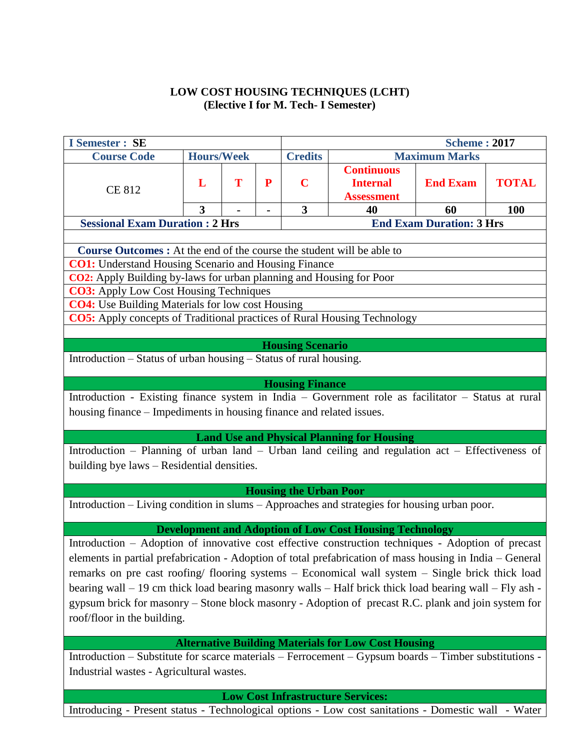# LOW COST HOUSING TECHNIQUES (LCHT)
## (Elective I for M. Tech- I Semester)

| I Semester : SE | | | | Scheme : 2017 | | | |
|---|---|---|---|---|---|---|---|
| Course Code | Hours/Week | | | Credits | Maximum Marks | | |
| CE 812 | L | T | P | C | Continuous Internal Assessment | End Exam | TOTAL |
| | 3 | - | - | 3 | 40 | 60 | 100 |
| Sessional Exam Duration : 2 Hrs | | | | End Exam Duration: 3 Hrs | | | |

**Course Outcomes :** At the end of the course the student will be able to

**CO1:** Understand Housing Scenario and Housing Finance

**CO2:** Apply Building by-laws for urban planning and Housing for Poor

**CO3:** Apply Low Cost Housing Techniques

**CO4:** Use Building Materials for low cost Housing

**CO5:** Apply concepts of Traditional practices of Rural Housing Technology

### Housing Scenario

Introduction – Status of urban housing – Status of rural housing.

### Housing Finance

Introduction - Existing finance system in India – Government role as facilitator – Status at rural housing finance – Impediments in housing finance and related issues.

### Land Use and Physical Planning for Housing

Introduction – Planning of urban land – Urban land ceiling and regulation act – Effectiveness of building bye laws – Residential densities.

### Housing the Urban Poor

Introduction – Living condition in slums – Approaches and strategies for housing urban poor.

### Development and Adoption of Low Cost Housing Technology

Introduction – Adoption of innovative cost effective construction techniques - Adoption of precast elements in partial prefabrication - Adoption of total prefabrication of mass housing in India – General remarks on pre cast roofing/ flooring systems – Economical wall system – Single brick thick load bearing wall – 19 cm thick load bearing masonry walls – Half brick thick load bearing wall – Fly ash - gypsum brick for masonry – Stone block masonry - Adoption of precast R.C. plank and join system for roof/floor in the building.

### Alternative Building Materials for Low Cost Housing

Introduction – Substitute for scarce materials – Ferrocement – Gypsum boards – Timber substitutions - Industrial wastes - Agricultural wastes.

### Low Cost Infrastructure Services:

Introducing - Present status - Technological options - Low cost sanitations - Domestic wall - Water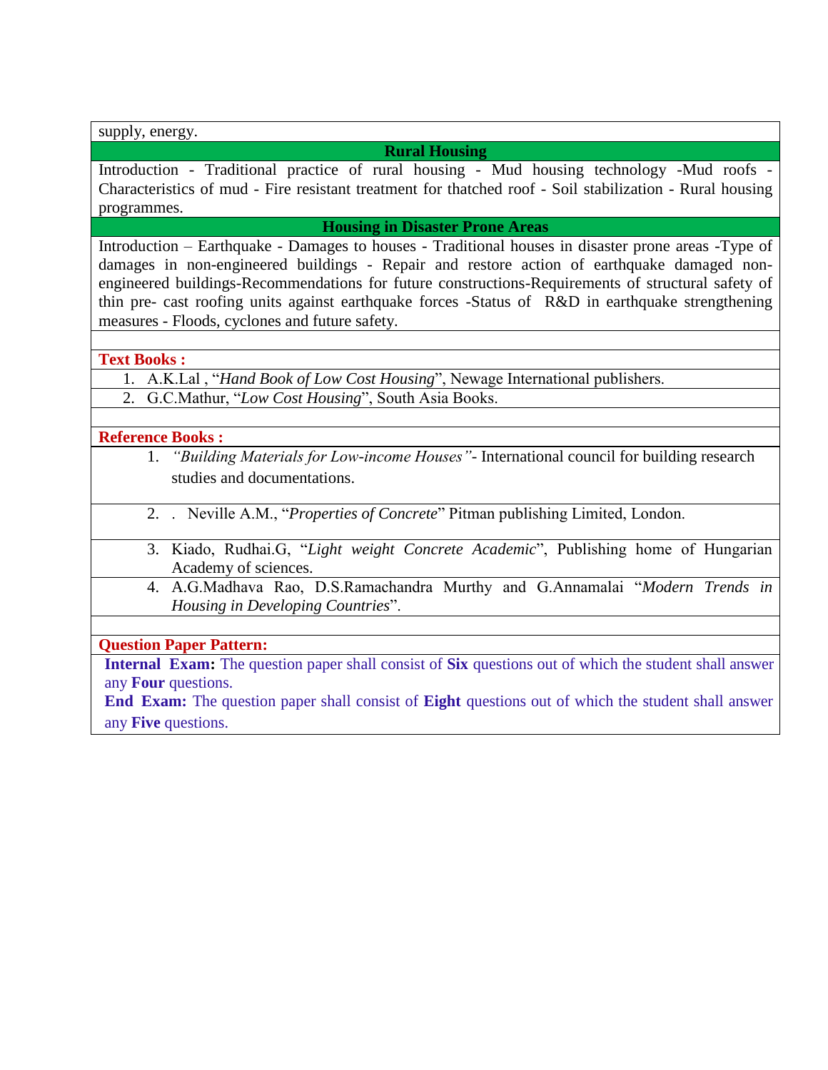supply, energy.

### Rural Housing

Introduction - Traditional practice of rural housing - Mud housing technology -Mud roofs - Characteristics of mud - Fire resistant treatment for thatched roof - Soil stabilization - Rural housing programmes.

### Housing in Disaster Prone Areas

Introduction – Earthquake - Damages to houses - Traditional houses in disaster prone areas -Type of damages in non-engineered buildings - Repair and restore action of earthquake damaged non-engineered buildings-Recommendations for future constructions-Requirements of structural safety of thin pre- cast roofing units against earthquake forces -Status of R&D in earthquake strengthening measures - Floods, cyclones and future safety.

**Text Books :**

1. A.K.Lal , "*Hand Book of Low Cost Housing*", Newage International publishers.
2. G.C.Mathur, "*Low Cost Housing*", South Asia Books.

**Reference Books :**

1. *"Building Materials for Low-income Houses"*- International council for building research studies and documentations.
2. . Neville A.M., "*Properties of Concrete*" Pitman publishing Limited, London.
3. Kiado, Rudhai.G, "*Light weight Concrete Academic*", Publishing home of Hungarian Academy of sciences.
4. A.G.Madhava Rao, D.S.Ramachandra Murthy and G.Annamalai "*Modern Trends in Housing in Developing Countries*".

**Question Paper Pattern:**

**Internal Exam:** The question paper shall consist of **Six** questions out of which the student shall answer any **Four** questions.

**End Exam:** The question paper shall consist of **Eight** questions out of which the student shall answer any **Five** questions.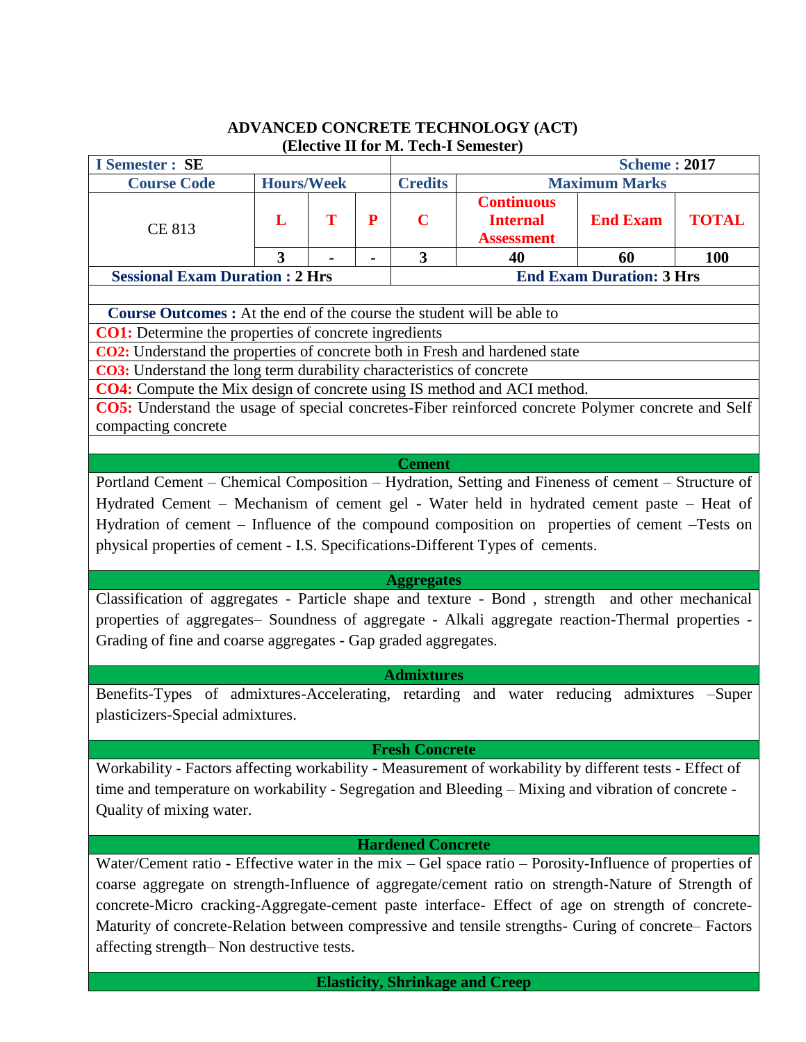# ADVANCED CONCRETE TECHNOLOGY (ACT)
## (Elective II for M. Tech-I Semester)

| I Semester : SE | | | | Scheme : 2017 | | | |
|---|---|---|---|---|---|---|---|
| Course Code | Hours/Week | | | Credits | Maximum Marks | | |
| CE 813 | L | T | P | C | Continuous Internal Assessment | End Exam | TOTAL |
| | 3 | - | - | 3 | 40 | 60 | 100 |
| Sessional Exam Duration : 2 Hrs | | | | End Exam Duration: 3 Hrs | | | |

**Course Outcomes :** At the end of the course the student will be able to

**CO1:** Determine the properties of concrete ingredients

**CO2:** Understand the properties of concrete both in Fresh and hardened state

**CO3:** Understand the long term durability characteristics of concrete

**CO4:** Compute the Mix design of concrete using IS method and ACI method.

**CO5:** Understand the usage of special concretes-Fiber reinforced concrete Polymer concrete and Self compacting concrete

### Cement

Portland Cement – Chemical Composition – Hydration, Setting and Fineness of cement – Structure of Hydrated Cement – Mechanism of cement gel - Water held in hydrated cement paste – Heat of Hydration of cement – Influence of the compound composition on properties of cement –Tests on physical properties of cement - I.S. Specifications-Different Types of cements.

### Aggregates

Classification of aggregates - Particle shape and texture - Bond , strength and other mechanical properties of aggregates– Soundness of aggregate - Alkali aggregate reaction-Thermal properties - Grading of fine and coarse aggregates - Gap graded aggregates.

### Admixtures

Benefits-Types of admixtures-Accelerating, retarding and water reducing admixtures –Super plasticizers-Special admixtures.

### Fresh Concrete

Workability - Factors affecting workability - Measurement of workability by different tests - Effect of time and temperature on workability - Segregation and Bleeding – Mixing and vibration of concrete - Quality of mixing water.

### Hardened Concrete

Water/Cement ratio - Effective water in the mix – Gel space ratio – Porosity-Influence of properties of coarse aggregate on strength-Influence of aggregate/cement ratio on strength-Nature of Strength of concrete-Micro cracking-Aggregate-cement paste interface- Effect of age on strength of concrete-Maturity of concrete-Relation between compressive and tensile strengths- Curing of concrete– Factors affecting strength– Non destructive tests.

### Elasticity, Shrinkage and Creep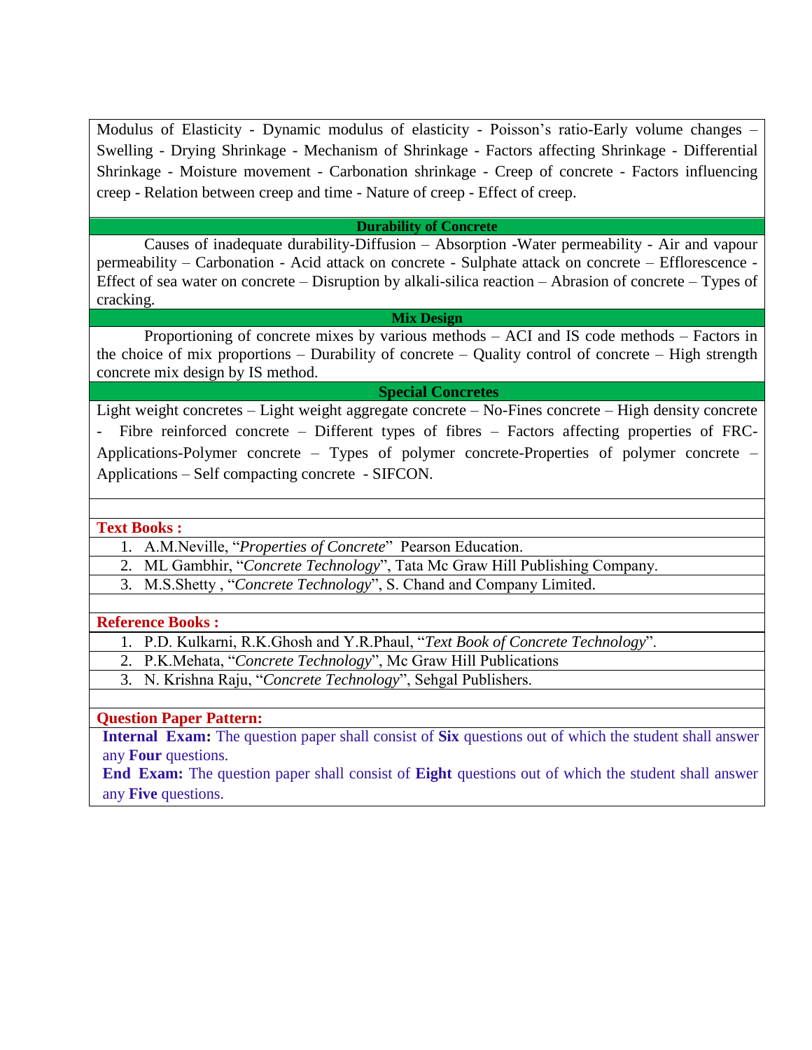Modulus of Elasticity - Dynamic modulus of elasticity - Poisson's ratio-Early volume changes – Swelling - Drying Shrinkage - Mechanism of Shrinkage - Factors affecting Shrinkage - Differential Shrinkage - Moisture movement - Carbonation shrinkage - Creep of concrete - Factors influencing creep - Relation between creep and time - Nature of creep - Effect of creep.

**Durability of Concrete**

Causes of inadequate durability-Diffusion – Absorption -Water permeability - Air and vapour permeability – Carbonation - Acid attack on concrete - Sulphate attack on concrete – Efflorescence - Effect of sea water on concrete – Disruption by alkali-silica reaction – Abrasion of concrete – Types of cracking.

**Mix Design**

Proportioning of concrete mixes by various methods – ACI and IS code methods – Factors in the choice of mix proportions – Durability of concrete – Quality control of concrete – High strength concrete mix design by IS method.

**Special Concretes**

Light weight concretes – Light weight aggregate concrete – No-Fines concrete – High density concrete - Fibre reinforced concrete – Different types of fibres – Factors affecting properties of FRC- Applications-Polymer concrete – Types of polymer concrete-Properties of polymer concrete – Applications – Self compacting concrete - SIFCON.

**Text Books :**

1. A.M.Neville, "*Properties of Concrete*" Pearson Education.
2. ML Gambhir, "*Concrete Technology*", Tata Mc Graw Hill Publishing Company.
3. M.S.Shetty , "*Concrete Technology*", S. Chand and Company Limited.

**Reference Books :**

1. P.D. Kulkarni, R.K.Ghosh and Y.R.Phaul, "*Text Book of Concrete Technology*".
2. P.K.Mehata, "*Concrete Technology*", Mc Graw Hill Publications
3. N. Krishna Raju, "*Concrete Technology*", Sehgal Publishers.

**Question Paper Pattern:**

**Internal Exam:** The question paper shall consist of **Six** questions out of which the student shall answer any **Four** questions.

**End Exam:** The question paper shall consist of **Eight** questions out of which the student shall answer any **Five** questions.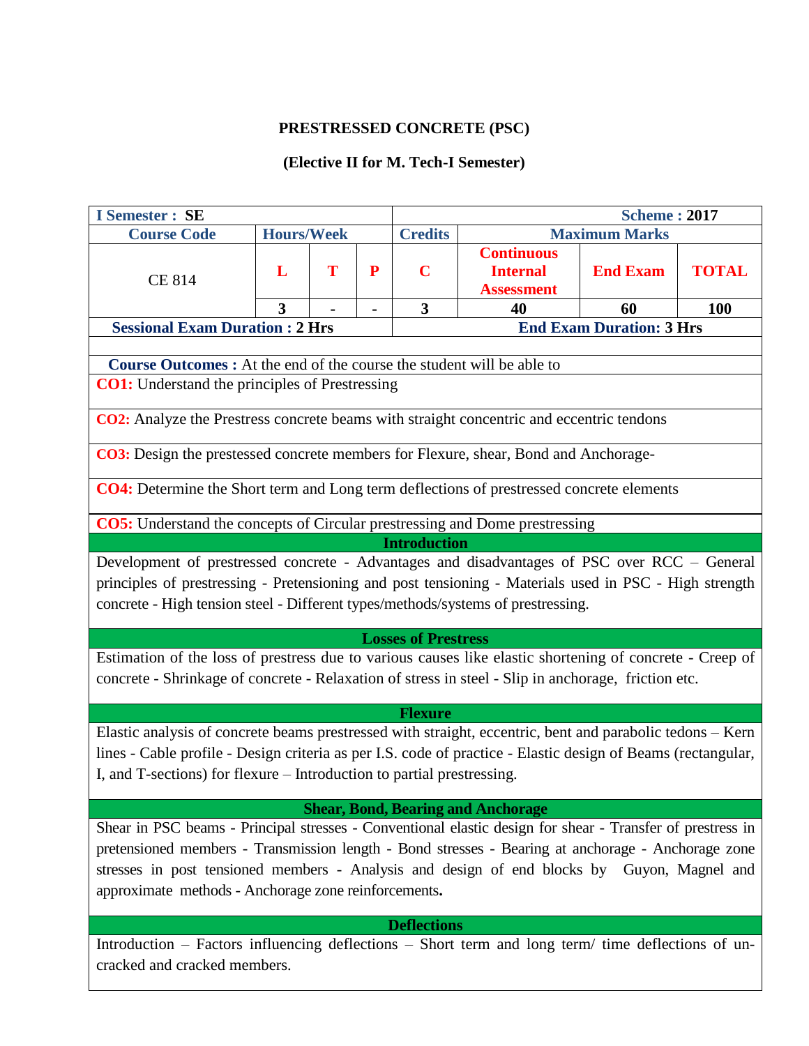**PRESTRESSED CONCRETE (PSC)**

**(Elective II for M. Tech-I Semester)**

| I Semester : SE | | | | Scheme : 2017 | | | |
|---|---|---|---|---|---|---|---|
| Course Code | Hours/Week | | | Credits | Maximum Marks | | |
| CE 814 | L | T | P | C | Continuous Internal Assessment | End Exam | TOTAL |
| | 3 | - | - | 3 | 40 | 60 | 100 |
| Sessional Exam Duration : 2 Hrs | | | | End Exam Duration: 3 Hrs | | | |

**Course Outcomes :** At the end of the course the student will be able to

**CO1:** Understand the principles of Prestressing

**CO2:** Analyze the Prestress concrete beams with straight concentric and eccentric tendons

**CO3:** Design the prestessed concrete members for Flexure, shear, Bond and Anchorage-

**CO4:** Determine the Short term and Long term deflections of prestressed concrete elements

**CO5:** Understand the concepts of Circular prestressing and Dome prestressing

### Introduction

Development of prestressed concrete - Advantages and disadvantages of PSC over RCC – General principles of prestressing - Pretensioning and post tensioning - Materials used in PSC - High strength concrete - High tension steel - Different types/methods/systems of prestressing.

### Losses of Prestress

Estimation of the loss of prestress due to various causes like elastic shortening of concrete - Creep of concrete - Shrinkage of concrete - Relaxation of stress in steel - Slip in anchorage, friction etc.

### Flexure

Elastic analysis of concrete beams prestressed with straight, eccentric, bent and parabolic tedons – Kern lines - Cable profile - Design criteria as per I.S. code of practice - Elastic design of Beams (rectangular, I, and T-sections) for flexure – Introduction to partial prestressing.

### Shear, Bond, Bearing and Anchorage

Shear in PSC beams - Principal stresses - Conventional elastic design for shear - Transfer of prestress in pretensioned members - Transmission length - Bond stresses - Bearing at anchorage - Anchorage zone stresses in post tensioned members - Analysis and design of end blocks by Guyon, Magnel and approximate methods - Anchorage zone reinforcements**.**

### Deflections

Introduction – Factors influencing deflections – Short term and long term/ time deflections of un-cracked and cracked members.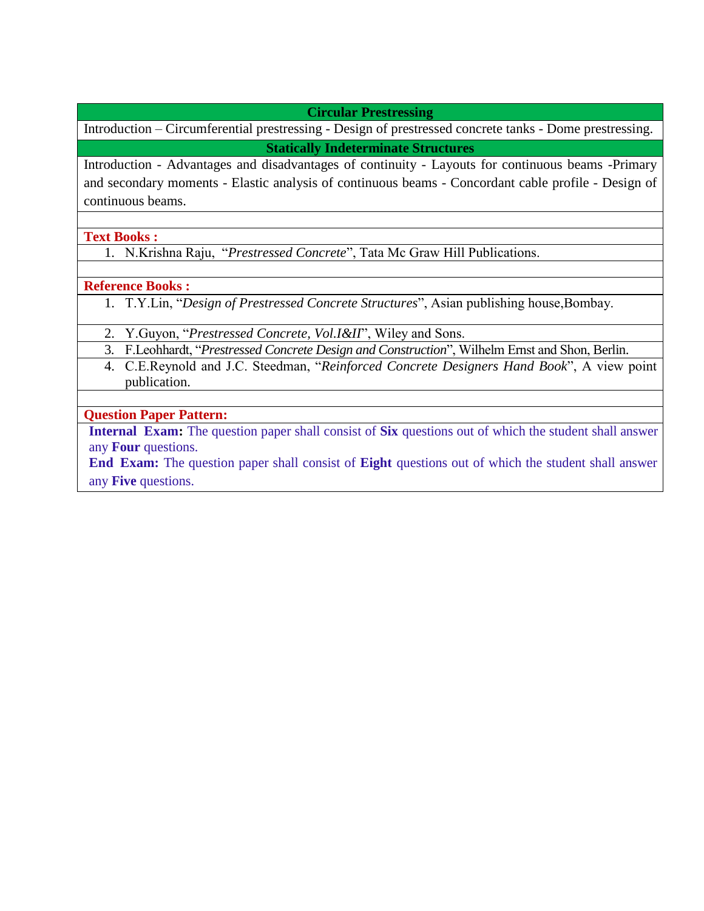### Circular Prestressing

Introduction – Circumferential prestressing - Design of prestressed concrete tanks - Dome prestressing.

### Statically Indeterminate Structures

Introduction - Advantages and disadvantages of continuity - Layouts for continuous beams -Primary and secondary moments - Elastic analysis of continuous beams - Concordant cable profile - Design of continuous beams.

**Text Books :**

1. N.Krishna Raju, "*Prestressed Concrete*", Tata Mc Graw Hill Publications.

**Reference Books :**

1. T.Y.Lin, "*Design of Prestressed Concrete Structures*", Asian publishing house,Bombay.
2. Y.Guyon, "*Prestressed Concrete, Vol.I&II*", Wiley and Sons.
3. F.Leohhardt, "*Prestressed Concrete Design and Construction*", Wilhelm Ernst and Shon, Berlin.
4. C.E.Reynold and J.C. Steedman, "*Reinforced Concrete Designers Hand Book*", A view point publication.

**Question Paper Pattern:**

**Internal Exam:** The question paper shall consist of **Six** questions out of which the student shall answer any **Four** questions.

**End Exam:** The question paper shall consist of **Eight** questions out of which the student shall answer any **Five** questions.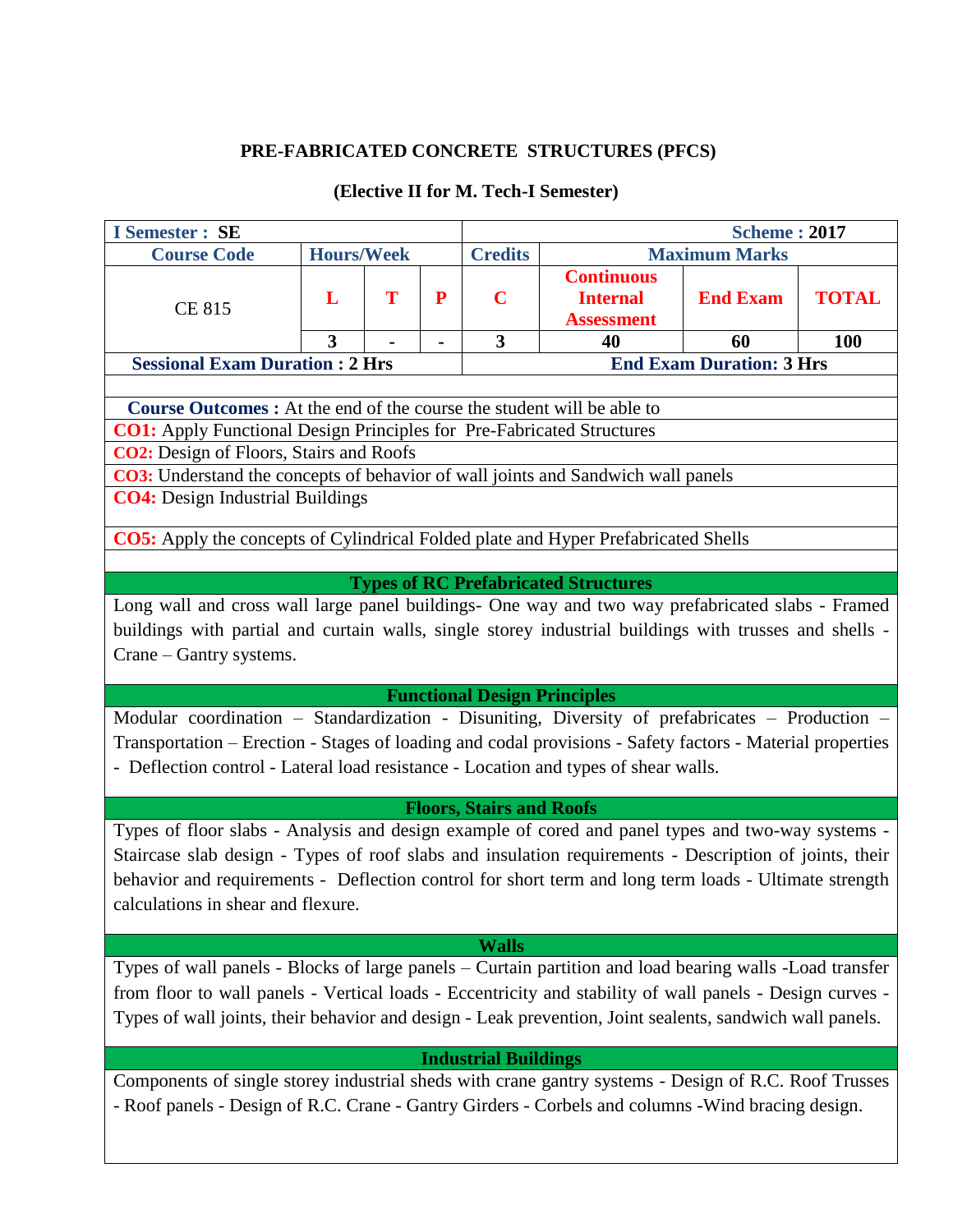# PRE-FABRICATED CONCRETE STRUCTURES (PFCS)

## (Elective II for M. Tech-I Semester)

| I Semester : SE | | | | Scheme : 2017 | | |
|---|---|---|---|---|---|---|
| Course Code | Hours/Week | | | Credits | Maximum Marks | | |
| CE 815 | L | T | P | C | Continuous Internal Assessment | End Exam | TOTAL |
| | 3 | - | - | 3 | 40 | 60 | 100 |
| Sessional Exam Duration : 2 Hrs | | | | End Exam Duration: 3 Hrs | | | |

**Course Outcomes :** At the end of the course the student will be able to

**CO1:** Apply Functional Design Principles for Pre-Fabricated Structures

**CO2:** Design of Floors, Stairs and Roofs

**CO3:** Understand the concepts of behavior of wall joints and Sandwich wall panels

**CO4:** Design Industrial Buildings

**CO5:** Apply the concepts of Cylindrical Folded plate and Hyper Prefabricated Shells

### Types of RC Prefabricated Structures

Long wall and cross wall large panel buildings- One way and two way prefabricated slabs - Framed buildings with partial and curtain walls, single storey industrial buildings with trusses and shells - Crane – Gantry systems.

### Functional Design Principles

Modular coordination – Standardization - Disuniting, Diversity of prefabricates – Production – Transportation – Erection - Stages of loading and codal provisions - Safety factors - Material properties - Deflection control - Lateral load resistance - Location and types of shear walls.

### Floors, Stairs and Roofs

Types of floor slabs - Analysis and design example of cored and panel types and two-way systems - Staircase slab design - Types of roof slabs and insulation requirements - Description of joints, their behavior and requirements - Deflection control for short term and long term loads - Ultimate strength calculations in shear and flexure.

### Walls

Types of wall panels - Blocks of large panels – Curtain partition and load bearing walls -Load transfer from floor to wall panels - Vertical loads - Eccentricity and stability of wall panels - Design curves - Types of wall joints, their behavior and design - Leak prevention, Joint sealents, sandwich wall panels.

### Industrial Buildings

Components of single storey industrial sheds with crane gantry systems - Design of R.C. Roof Trusses - Roof panels - Design of R.C. Crane - Gantry Girders - Corbels and columns -Wind bracing design.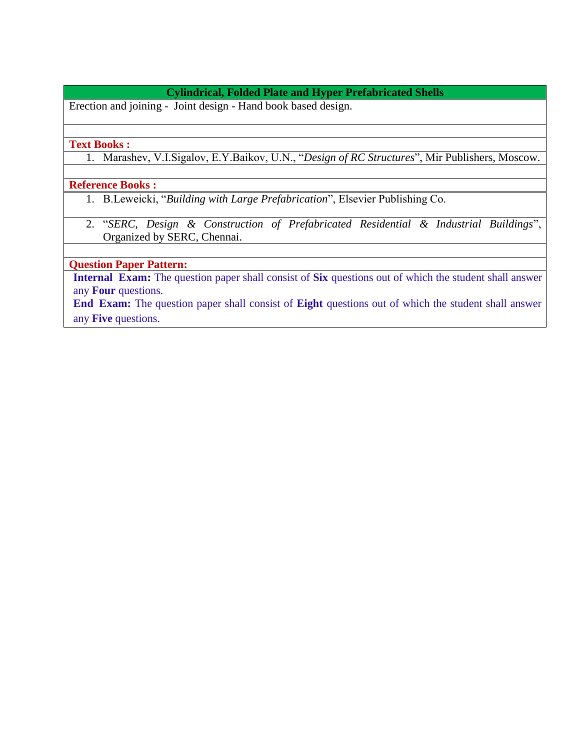## Cylindrical, Folded Plate and Hyper Prefabricated Shells

Erection and joining - Joint design - Hand book based design.

**Text Books :**

1. Marashev, V.I.Sigalov, E.Y.Baikov, U.N., "*Design of RC Structures*", Mir Publishers, Moscow.

**Reference Books :**

1. B.Leweicki, "*Building with Large Prefabrication*", Elsevier Publishing Co.
2. "*SERC, Design & Construction of Prefabricated Residential & Industrial Buildings*", Organized by SERC, Chennai.

**Question Paper Pattern:**

**Internal Exam:** The question paper shall consist of **Six** questions out of which the student shall answer any **Four** questions.

**End Exam:** The question paper shall consist of **Eight** questions out of which the student shall answer any **Five** questions.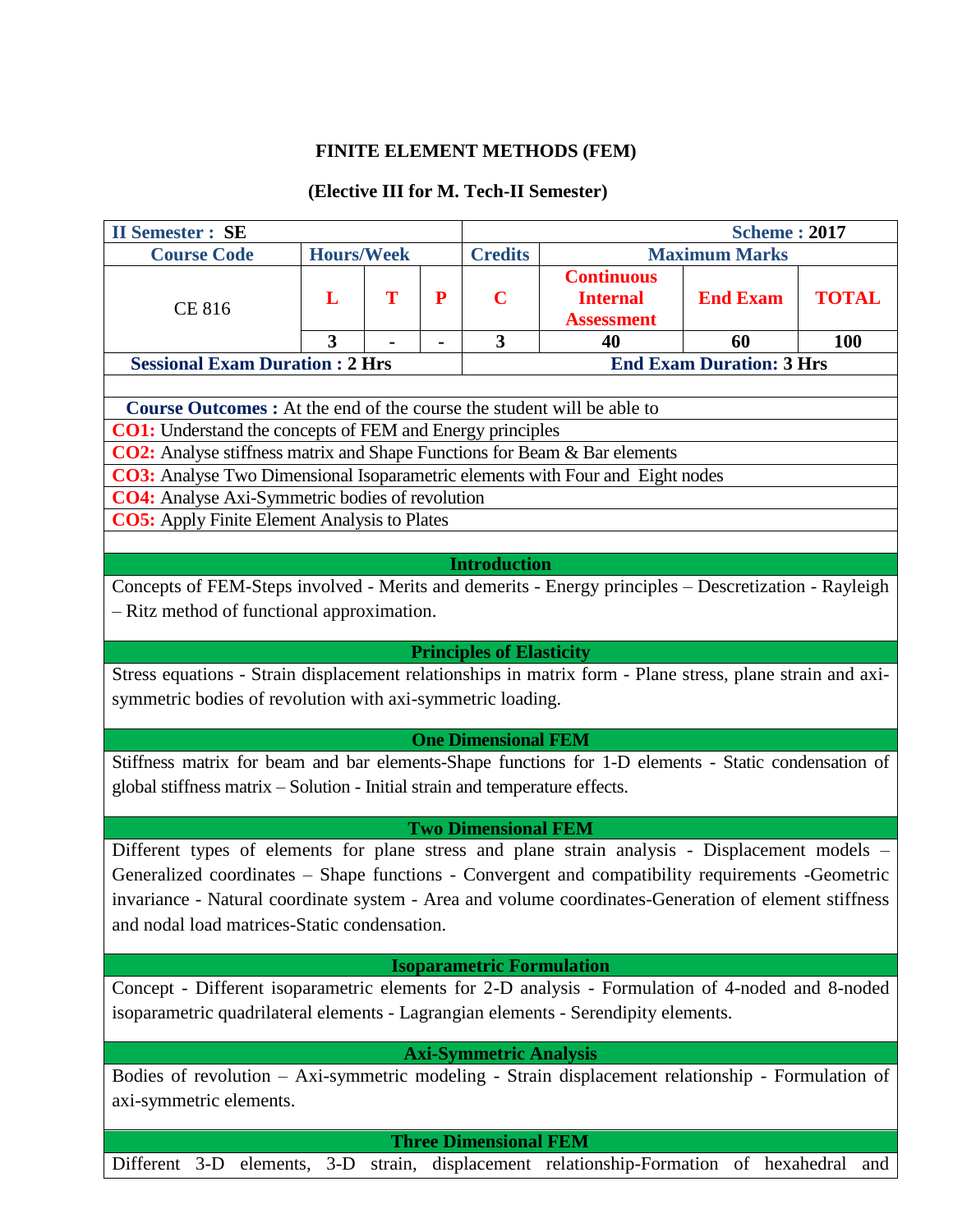# FINITE ELEMENT METHODS (FEM)

## (Elective III for M. Tech-II Semester)

| II Semester : SE | | | | Scheme : 2017 | | | |
|---|---|---|---|---|---|---|---|
| Course Code | Hours/Week | | | Credits | Maximum Marks | | |
| CE 816 | L | T | P | C | Continuous Internal Assessment | End Exam | TOTAL |
| | 3 | - | - | 3 | 40 | 60 | 100 |
| Sessional Exam Duration : 2 Hrs | | | | End Exam Duration: 3 Hrs | | | |

**Course Outcomes :** At the end of the course the student will be able to

**CO1:** Understand the concepts of FEM and Energy principles

**CO2:** Analyse stiffness matrix and Shape Functions for Beam & Bar elements

**CO3:** Analyse Two Dimensional Isoparametric elements with Four and Eight nodes

**CO4:** Analyse Axi-Symmetric bodies of revolution

**CO5:** Apply Finite Element Analysis to Plates

### Introduction

Concepts of FEM-Steps involved - Merits and demerits - Energy principles – Descretization - Rayleigh – Ritz method of functional approximation.

### Principles of Elasticity

Stress equations - Strain displacement relationships in matrix form - Plane stress, plane strain and axi-symmetric bodies of revolution with axi-symmetric loading.

### One Dimensional FEM

Stiffness matrix for beam and bar elements-Shape functions for 1-D elements - Static condensation of global stiffness matrix – Solution - Initial strain and temperature effects.

### Two Dimensional FEM

Different types of elements for plane stress and plane strain analysis - Displacement models – Generalized coordinates – Shape functions - Convergent and compatibility requirements -Geometric invariance - Natural coordinate system - Area and volume coordinates-Generation of element stiffness and nodal load matrices-Static condensation.

### Isoparametric Formulation

Concept - Different isoparametric elements for 2-D analysis - Formulation of 4-noded and 8-noded isoparametric quadrilateral elements - Lagrangian elements - Serendipity elements.

### Axi-Symmetric Analysis

Bodies of revolution – Axi-symmetric modeling - Strain displacement relationship - Formulation of axi-symmetric elements.

### Three Dimensional FEM

Different 3-D elements, 3-D strain, displacement relationship-Formation of hexahedral and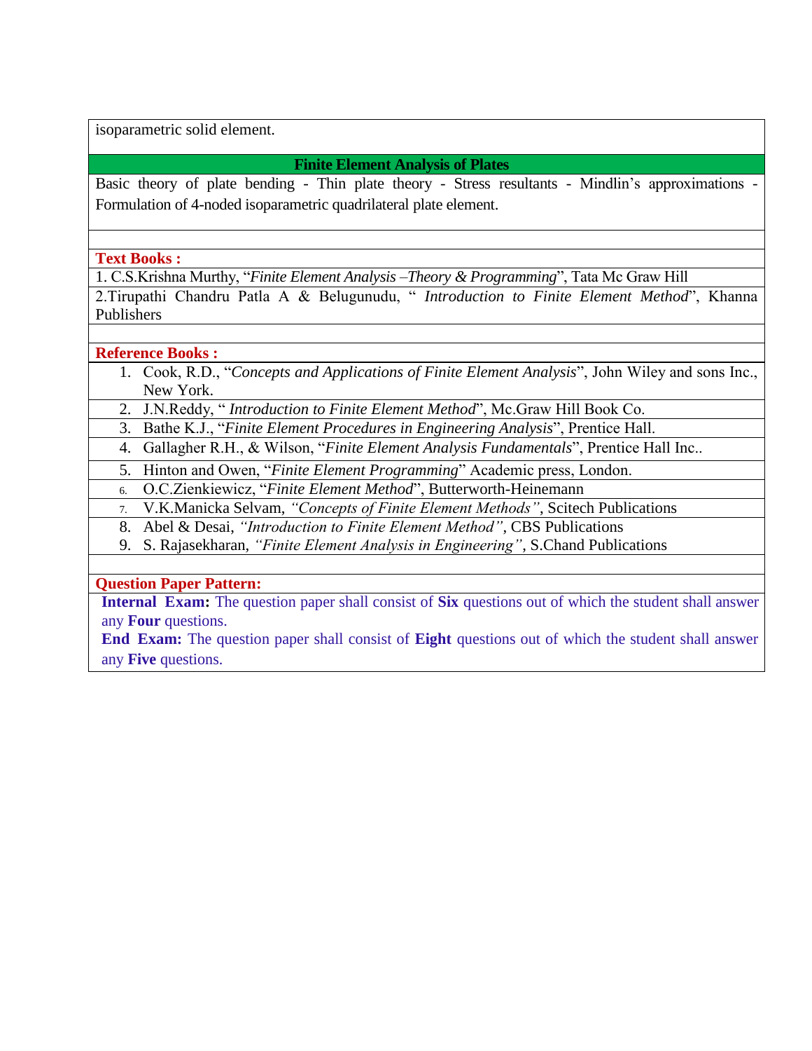isoparametric solid element.

### Finite Element Analysis of Plates

Basic theory of plate bending - Thin plate theory - Stress resultants - Mindlin's approximations - Formulation of 4-noded isoparametric quadrilateral plate element.

**Text Books :**

1. C.S.Krishna Murthy, "*Finite Element Analysis –Theory & Programming*", Tata Mc Graw Hill
2. Tirupathi Chandru Patla A & Belugunudu, " *Introduction to Finite Element Method*", Khanna Publishers

**Reference Books :**

1. Cook, R.D., "*Concepts and Applications of Finite Element Analysis*", John Wiley and sons Inc., New York.
2. J.N.Reddy, " *Introduction to Finite Element Method*", Mc.Graw Hill Book Co.
3. Bathe K.J., "*Finite Element Procedures in Engineering Analysis*", Prentice Hall.
4. Gallagher R.H., & Wilson, "*Finite Element Analysis Fundamentals*", Prentice Hall Inc..
5. Hinton and Owen, "*Finite Element Programming*" Academic press, London.
6. O.C.Zienkiewicz, "*Finite Element Method*", Butterworth-Heinemann
7. V.K.Manicka Selvam, *"Concepts of Finite Element Methods"*, Scitech Publications
8. Abel & Desai, *"Introduction to Finite Element Method"*, CBS Publications
9. S. Rajasekharan, *"Finite Element Analysis in Engineering"*, S.Chand Publications

**Question Paper Pattern:**

**Internal Exam:** The question paper shall consist of **Six** questions out of which the student shall answer any **Four** questions.

**End Exam:** The question paper shall consist of **Eight** questions out of which the student shall answer any **Five** questions.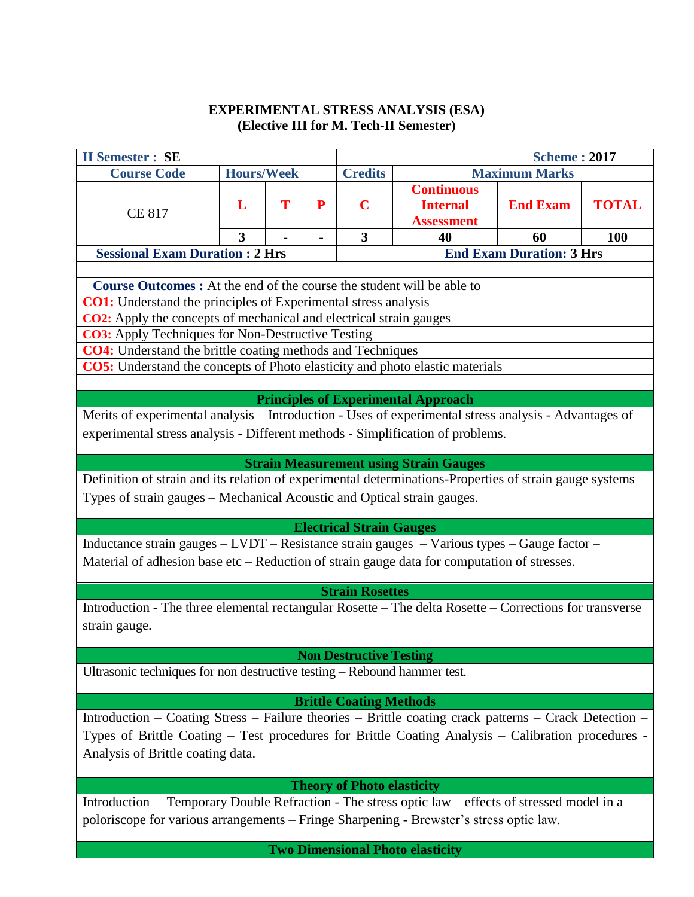# EXPERIMENTAL STRESS ANALYSIS (ESA)
## (Elective III for M. Tech-II Semester)

| II Semester : SE | | | | Scheme : 2017 | | | |
|---|---|---|---|---|---|---|---|
| **Course Code** | **Hours/Week** | | | **Credits** | **Maximum Marks** | | |
| CE 817 | **L** | **T** | **P** | **C** | **Continuous Internal Assessment** | **End Exam** | **TOTAL** |
| | **3** | **-** | **-** | **3** | **40** | **60** | **100** |
| **Sessional Exam Duration : 2 Hrs** | | | | **End Exam Duration: 3 Hrs** | | | |

**Course Outcomes :** At the end of the course the student will be able to

**CO1:** Understand the principles of Experimental stress analysis

**CO2:** Apply the concepts of mechanical and electrical strain gauges

**CO3:** Apply Techniques for Non-Destructive Testing

**CO4:** Understand the brittle coating methods and Techniques

**CO5:** Understand the concepts of Photo elasticity and photo elastic materials

### Principles of Experimental Approach

Merits of experimental analysis – Introduction - Uses of experimental stress analysis - Advantages of experimental stress analysis - Different methods - Simplification of problems.

### Strain Measurement using Strain Gauges

Definition of strain and its relation of experimental determinations-Properties of strain gauge systems – Types of strain gauges – Mechanical Acoustic and Optical strain gauges.

### Electrical Strain Gauges

Inductance strain gauges – LVDT – Resistance strain gauges – Various types – Gauge factor – Material of adhesion base etc – Reduction of strain gauge data for computation of stresses.

### Strain Rosettes

Introduction - The three elemental rectangular Rosette – The delta Rosette – Corrections for transverse strain gauge.

### Non Destructive Testing

Ultrasonic techniques for non destructive testing – Rebound hammer test.

### Brittle Coating Methods

Introduction – Coating Stress – Failure theories – Brittle coating crack patterns – Crack Detection – Types of Brittle Coating – Test procedures for Brittle Coating Analysis – Calibration procedures - Analysis of Brittle coating data.

### Theory of Photo elasticity

Introduction – Temporary Double Refraction - The stress optic law – effects of stressed model in a poloriscope for various arrangements – Fringe Sharpening - Brewster's stress optic law.

### Two Dimensional Photo elasticity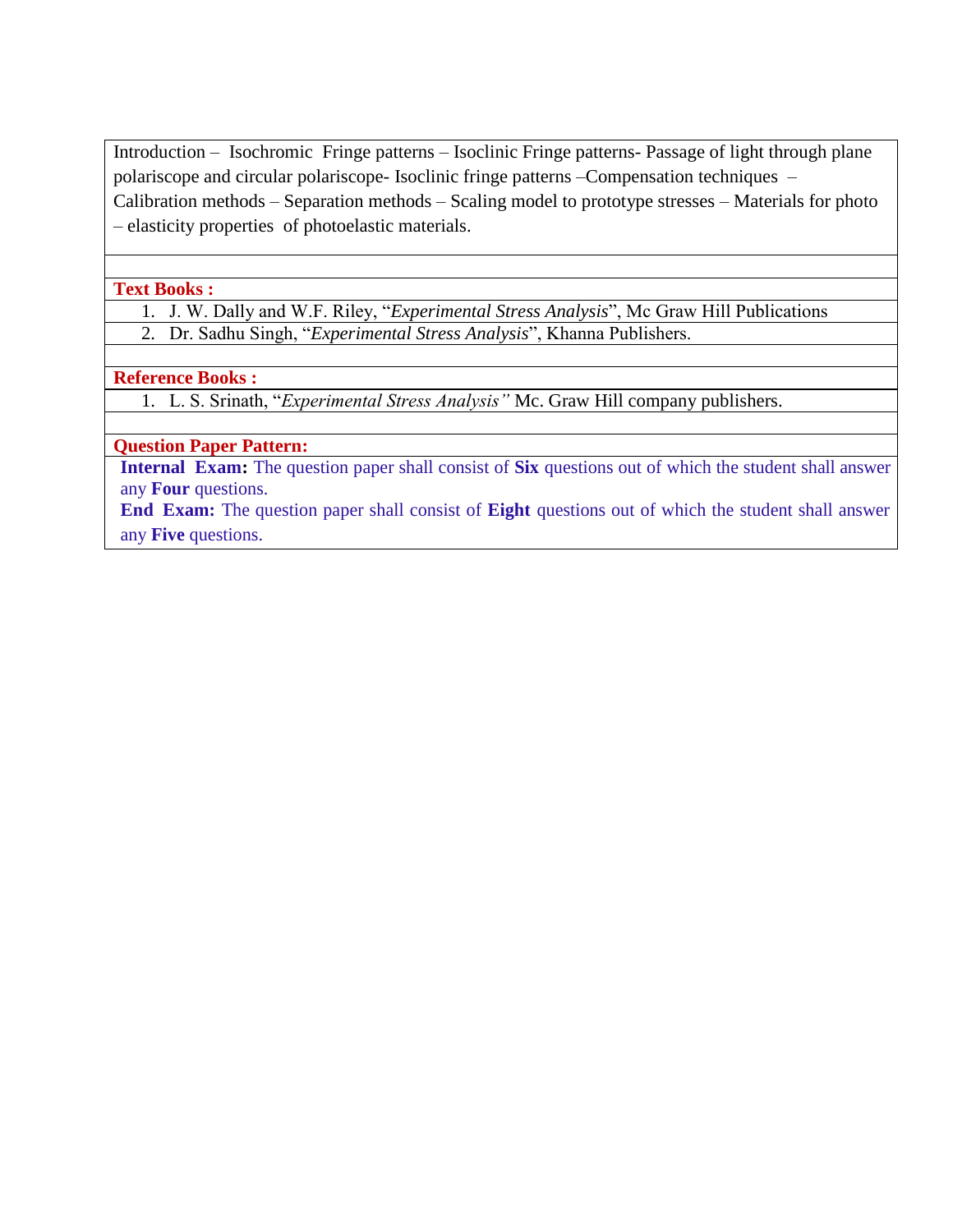Introduction – Isochromic Fringe patterns – Isoclinic Fringe patterns- Passage of light through plane polariscope and circular polariscope- Isoclinic fringe patterns –Compensation techniques – Calibration methods – Separation methods – Scaling model to prototype stresses – Materials for photo – elasticity properties of photoelastic materials.

**Text Books :**

1. J. W. Dally and W.F. Riley, "*Experimental Stress Analysis*", Mc Graw Hill Publications
2. Dr. Sadhu Singh, "*Experimental Stress Analysis*", Khanna Publishers.

**Reference Books :**

1. L. S. Srinath, "*Experimental Stress Analysis"* Mc. Graw Hill company publishers.

**Question Paper Pattern:**

**Internal Exam:** The question paper shall consist of **Six** questions out of which the student shall answer any **Four** questions.

**End Exam:** The question paper shall consist of **Eight** questions out of which the student shall answer any **Five** questions.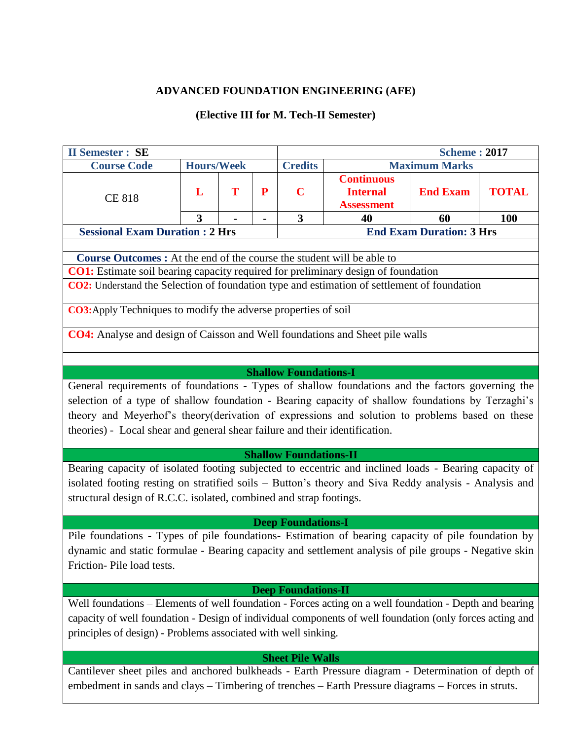# ADVANCED FOUNDATION ENGINEERING (AFE)

## (Elective III for M. Tech-II Semester)

| II Semester : SE | | | | Scheme : 2017 | | | |
|---|---|---|---|---|---|---|---|
| Course Code | Hours/Week | | | Credits | Maximum Marks | | |
| CE 818 | L | T | P | C | Continuous Internal Assessment | End Exam | TOTAL |
| | 3 | - | - | 3 | 40 | 60 | 100 |
| Sessional Exam Duration : 2 Hrs | | | | End Exam Duration: 3 Hrs | | | |

**Course Outcomes :** At the end of the course the student will be able to

**CO1:** Estimate soil bearing capacity required for preliminary design of foundation

**CO2:** Understand the Selection of foundation type and estimation of settlement of foundation

**CO3:** Apply Techniques to modify the adverse properties of soil

**CO4:** Analyse and design of Caisson and Well foundations and Sheet pile walls

### Shallow Foundations-I

General requirements of foundations - Types of shallow foundations and the factors governing the selection of a type of shallow foundation - Bearing capacity of shallow foundations by Terzaghi's theory and Meyerhof's theory(derivation of expressions and solution to problems based on these theories) - Local shear and general shear failure and their identification.

### Shallow Foundations-II

Bearing capacity of isolated footing subjected to eccentric and inclined loads - Bearing capacity of isolated footing resting on stratified soils – Button's theory and Siva Reddy analysis - Analysis and structural design of R.C.C. isolated, combined and strap footings.

### Deep Foundations-I

Pile foundations - Types of pile foundations- Estimation of bearing capacity of pile foundation by dynamic and static formulae - Bearing capacity and settlement analysis of pile groups - Negative skin Friction- Pile load tests.

### Deep Foundations-II

Well foundations – Elements of well foundation - Forces acting on a well foundation - Depth and bearing capacity of well foundation - Design of individual components of well foundation (only forces acting and principles of design) - Problems associated with well sinking.

### Sheet Pile Walls

Cantilever sheet piles and anchored bulkheads - Earth Pressure diagram - Determination of depth of embedment in sands and clays – Timbering of trenches – Earth Pressure diagrams – Forces in struts.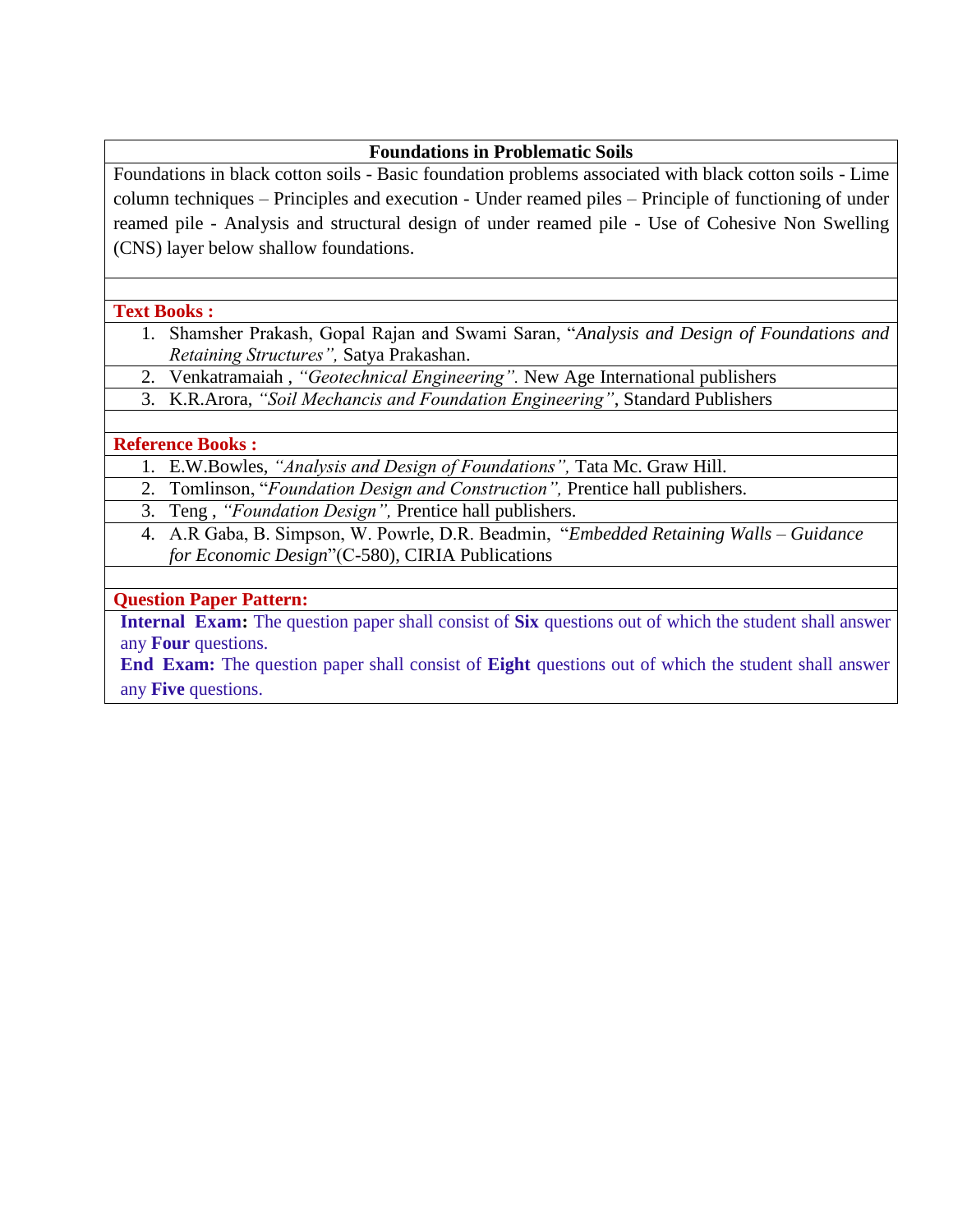**Foundations in Problematic Soils**

Foundations in black cotton soils - Basic foundation problems associated with black cotton soils - Lime column techniques – Principles and execution - Under reamed piles – Principle of functioning of under reamed pile - Analysis and structural design of under reamed pile - Use of Cohesive Non Swelling (CNS) layer below shallow foundations.

**Text Books :**

1. Shamsher Prakash, Gopal Rajan and Swami Saran, "*Analysis and Design of Foundations and Retaining Structures",* Satya Prakashan.
2. Venkatramaiah , *"Geotechnical Engineering".* New Age International publishers
3. K.R.Arora, *"Soil Mechancis and Foundation Engineering"*, Standard Publishers

**Reference Books :**

1. E.W.Bowles, *"Analysis and Design of Foundations",* Tata Mc. Graw Hill.
2. Tomlinson, "*Foundation Design and Construction",* Prentice hall publishers.
3. Teng , *"Foundation Design",* Prentice hall publishers.
4. A.R Gaba, B. Simpson, W. Powrle, D.R. Beadmin, "*Embedded Retaining Walls – Guidance for Economic Design*"(C-580), CIRIA Publications

**Question Paper Pattern:**

**Internal Exam:** The question paper shall consist of **Six** questions out of which the student shall answer any **Four** questions.

**End Exam:** The question paper shall consist of **Eight** questions out of which the student shall answer any **Five** questions.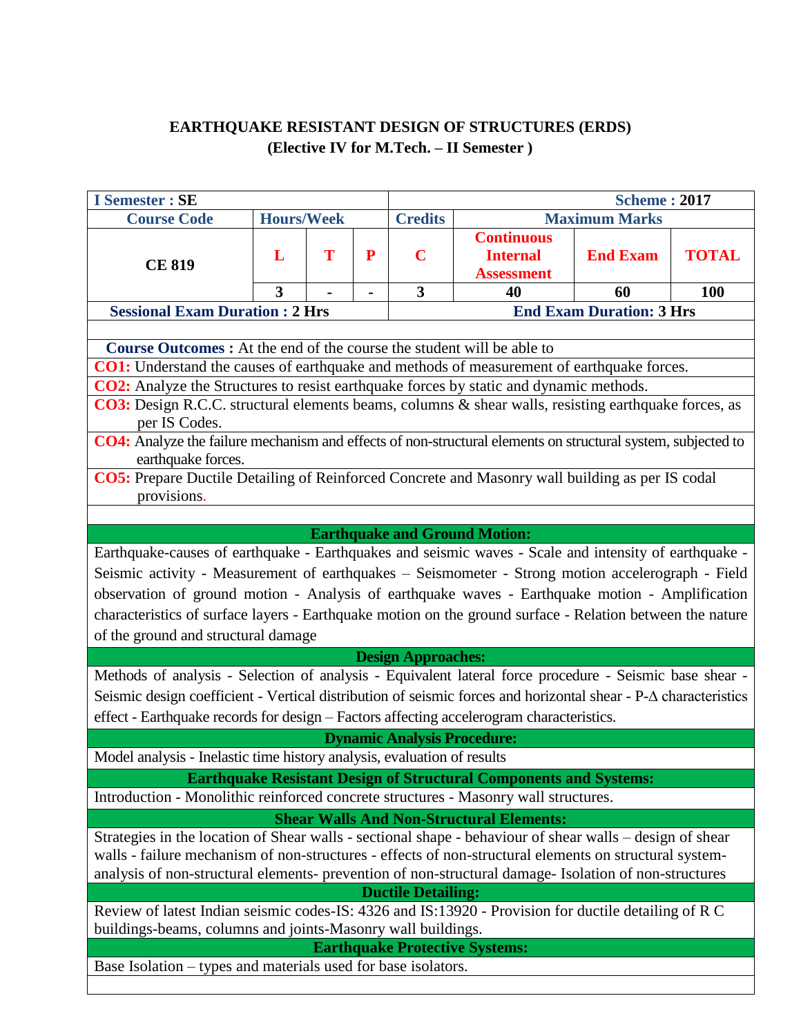# EARTHQUAKE RESISTANT DESIGN OF STRUCTURES (ERDS)
## (Elective IV for M.Tech. – II Semester )

| I Semester : SE | | | | Scheme : 2017 | | | |
|---|---|---|---|---|---|---|---|
| Course Code | Hours/Week | | | Credits | Maximum Marks | | |
| CE 819 | L | T | P | C | Continuous Internal Assessment | End Exam | TOTAL |
| | 3 | - | - | 3 | 40 | 60 | 100 |
| Sessional Exam Duration : 2 Hrs | | | | End Exam Duration: 3 Hrs | | | |

**Course Outcomes :** At the end of the course the student will be able to

**CO1:** Understand the causes of earthquake and methods of measurement of earthquake forces.

**CO2:** Analyze the Structures to resist earthquake forces by static and dynamic methods.

**CO3:** Design R.C.C. structural elements beams, columns & shear walls, resisting earthquake forces, as per IS Codes.

**CO4:** Analyze the failure mechanism and effects of non-structural elements on structural system, subjected to earthquake forces.

**CO5:** Prepare Ductile Detailing of Reinforced Concrete and Masonry wall building as per IS codal provisions.

### Earthquake and Ground Motion:

Earthquake-causes of earthquake - Earthquakes and seismic waves - Scale and intensity of earthquake - Seismic activity - Measurement of earthquakes – Seismometer - Strong motion accelerograph - Field observation of ground motion - Analysis of earthquake waves - Earthquake motion - Amplification characteristics of surface layers - Earthquake motion on the ground surface - Relation between the nature of the ground and structural damage

### Design Approaches:

Methods of analysis - Selection of analysis - Equivalent lateral force procedure - Seismic base shear - Seismic design coefficient - Vertical distribution of seismic forces and horizontal shear - P-$\Delta$ characteristics effect - Earthquake records for design – Factors affecting accelerogram characteristics.

### Dynamic Analysis Procedure:

Model analysis - Inelastic time history analysis, evaluation of results

### Earthquake Resistant Design of Structural Components and Systems:

Introduction - Monolithic reinforced concrete structures - Masonry wall structures.

### Shear Walls And Non-Structural Elements:

Strategies in the location of Shear walls - sectional shape - behaviour of shear walls – design of shear walls - failure mechanism of non-structures - effects of non-structural elements on structural system- analysis of non-structural elements- prevention of non-structural damage- Isolation of non-structures

### Ductile Detailing:

Review of latest Indian seismic codes-IS: 4326 and IS:13920 - Provision for ductile detailing of R C buildings-beams, columns and joints-Masonry wall buildings.

### Earthquake Protective Systems:

Base Isolation – types and materials used for base isolators.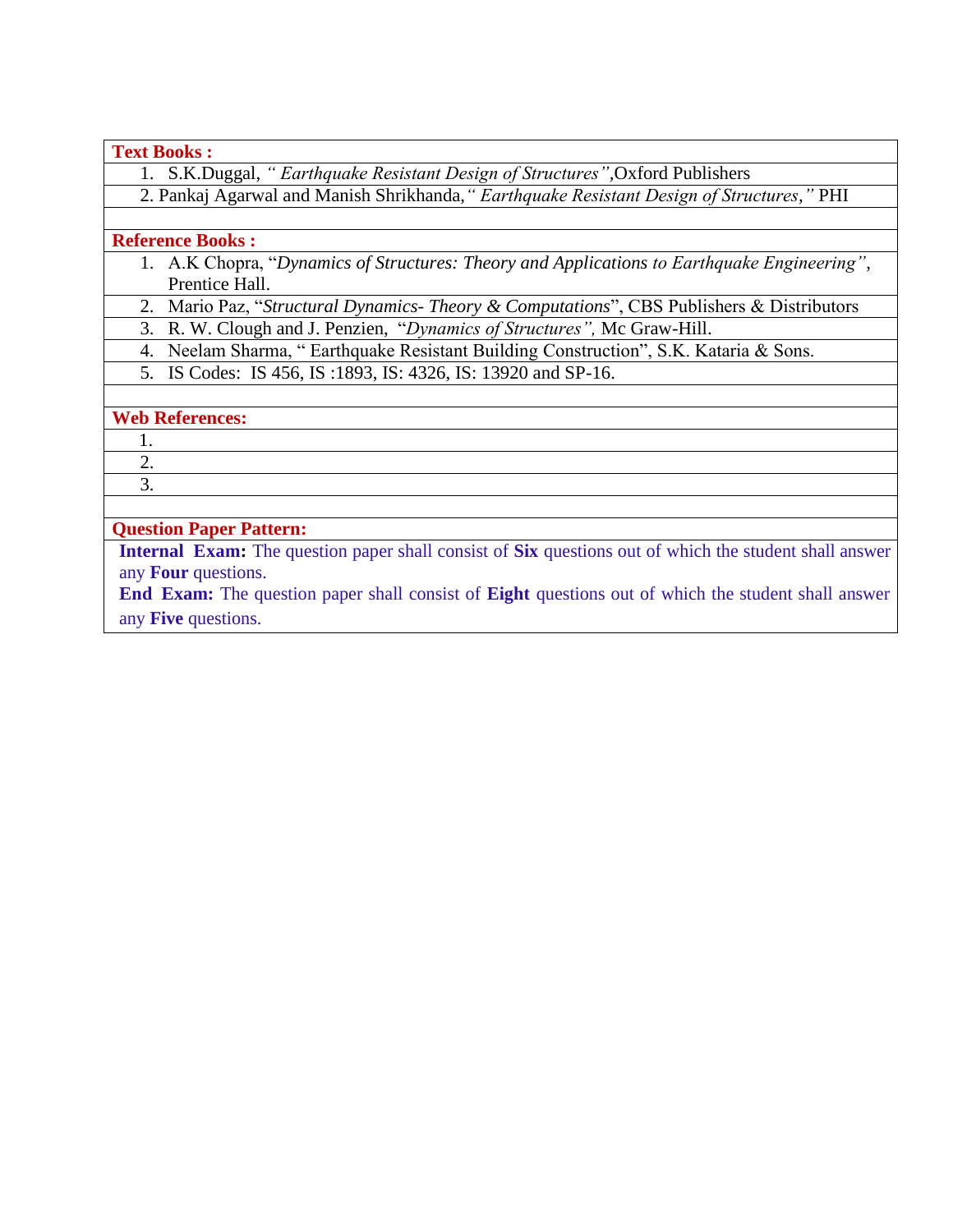**Text Books :**

1. S.K.Duggal, *" Earthquake Resistant Design of Structures"*,Oxford Publishers
2. Pankaj Agarwal and Manish Shrikhanda,*" Earthquake Resistant Design of Structures,"* PHI

**Reference Books :**

1. A.K Chopra, "*Dynamics of Structures: Theory and Applications to Earthquake Engineering"*, Prentice Hall.
2. Mario Paz, "*Structural Dynamics- Theory & Computations*", CBS Publishers & Distributors
3. R. W. Clough and J. Penzien, "*Dynamics of Structures",* Mc Graw-Hill.
4. Neelam Sharma, " Earthquake Resistant Building Construction", S.K. Kataria & Sons.
5. IS Codes: IS 456, IS :1893, IS: 4326, IS: 13920 and SP-16.

**Web References:**

1.
2.
3.

**Question Paper Pattern:**

**Internal Exam:** The question paper shall consist of **Six** questions out of which the student shall answer any **Four** questions.

**End Exam:** The question paper shall consist of **Eight** questions out of which the student shall answer any **Five** questions.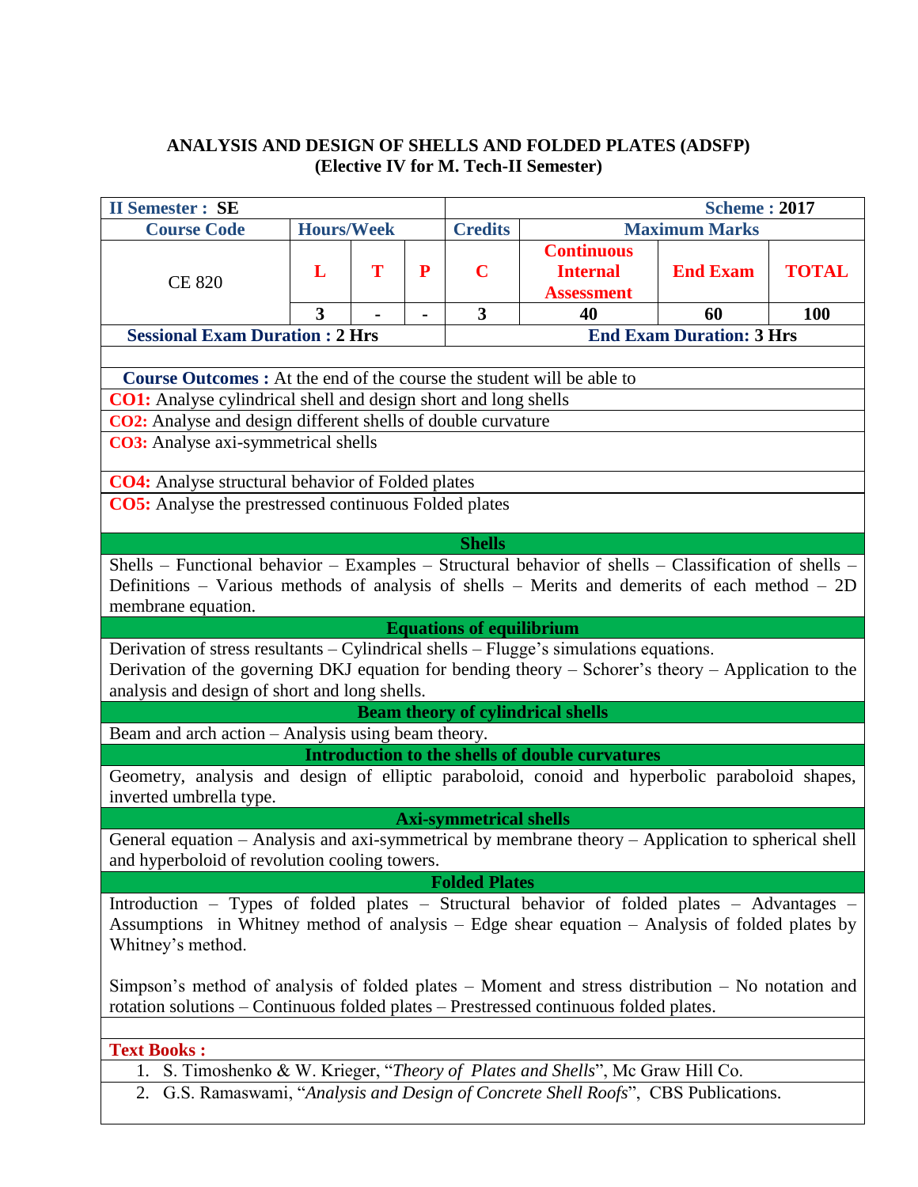# ANALYSIS AND DESIGN OF SHELLS AND FOLDED PLATES (ADSFP)
## (Elective IV for M. Tech-II Semester)

| II Semester : SE | | | | Scheme : 2017 | | | |
|---|---|---|---|---|---|---|---|
| Course Code | Hours/Week | | | Credits | Maximum Marks | | |
| CE 820 | L | T | P | C | Continuous Internal Assessment | End Exam | TOTAL |
| | 3 | - | - | 3 | 40 | 60 | 100 |
| Sessional Exam Duration : 2 Hrs | | | | End Exam Duration: 3 Hrs | | | |

**Course Outcomes :** At the end of the course the student will be able to

**CO1:** Analyse cylindrical shell and design short and long shells

**CO2:** Analyse and design different shells of double curvature

**CO3:** Analyse axi-symmetrical shells

**CO4:** Analyse structural behavior of Folded plates

**CO5:** Analyse the prestressed continuous Folded plates

### Shells

Shells – Functional behavior – Examples – Structural behavior of shells – Classification of shells – Definitions – Various methods of analysis of shells – Merits and demerits of each method – 2D membrane equation.

### Equations of equilibrium

Derivation of stress resultants – Cylindrical shells – Flugge's simulations equations.

Derivation of the governing DKJ equation for bending theory – Schorer's theory – Application to the analysis and design of short and long shells.

### Beam theory of cylindrical shells

Beam and arch action – Analysis using beam theory.

### Introduction to the shells of double curvatures

Geometry, analysis and design of elliptic paraboloid, conoid and hyperbolic paraboloid shapes, inverted umbrella type.

### Axi-symmetrical shells

General equation – Analysis and axi-symmetrical by membrane theory – Application to spherical shell and hyperboloid of revolution cooling towers.

### Folded Plates

Introduction – Types of folded plates – Structural behavior of folded plates – Advantages – Assumptions in Whitney method of analysis – Edge shear equation – Analysis of folded plates by Whitney's method.

Simpson's method of analysis of folded plates – Moment and stress distribution – No notation and rotation solutions – Continuous folded plates – Prestressed continuous folded plates.

**Text Books :**

1. S. Timoshenko & W. Krieger, "*Theory of Plates and Shells*", Mc Graw Hill Co.
2. G.S. Ramaswami, "*Analysis and Design of Concrete Shell Roofs*", CBS Publications.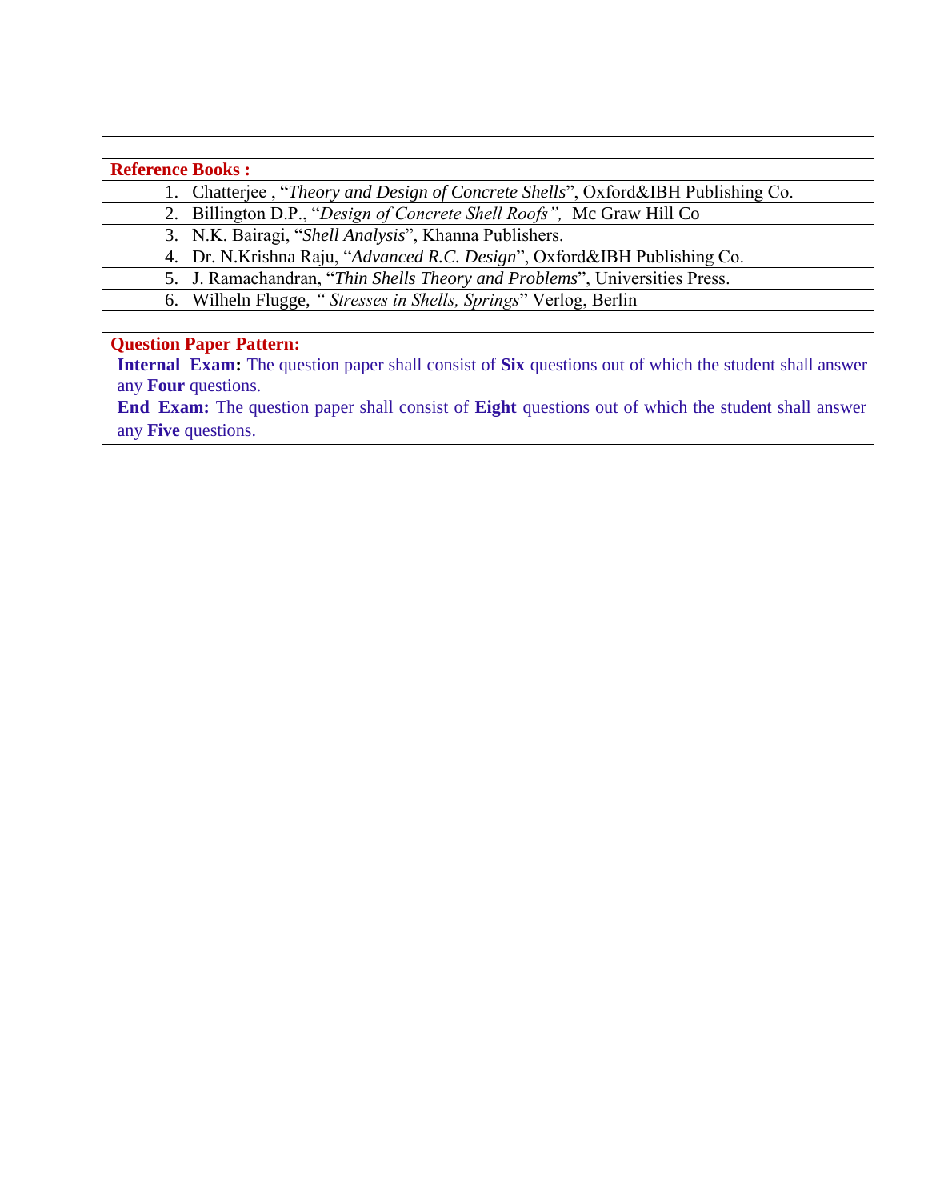**Reference Books :**

1. Chatterjee , “*Theory and Design of Concrete Shells*”, Oxford&IBH Publishing Co.
2. Billington D.P., “*Design of Concrete Shell Roofs”,* Mc Graw Hill Co
3. N.K. Bairagi, “*Shell Analysis*”, Khanna Publishers.
4. Dr. N.Krishna Raju, “*Advanced R.C. Design*”, Oxford&IBH Publishing Co.
5. J. Ramachandran, “*Thin Shells Theory and Problems*”, Universities Press.
6. Wilheln Flugge, *“ Stresses in Shells, Springs*” Verlog, Berlin

**Question Paper Pattern:**

**Internal Exam:** The question paper shall consist of **Six** questions out of which the student shall answer any **Four** questions.

**End Exam:** The question paper shall consist of **Eight** questions out of which the student shall answer any **Five** questions.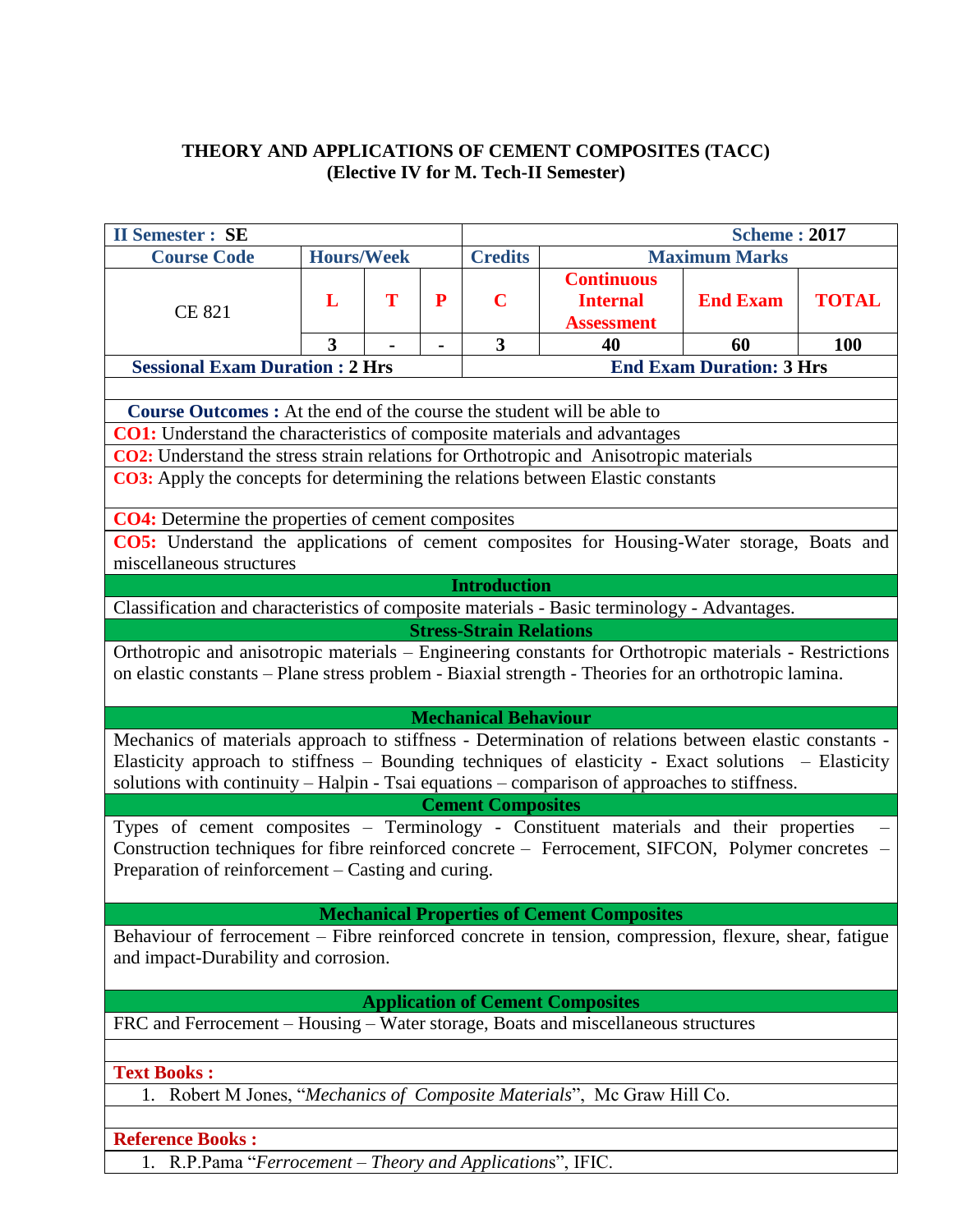# THEORY AND APPLICATIONS OF CEMENT COMPOSITES (TACC)
## (Elective IV for M. Tech-II Semester)

| II Semester : SE | | | | Scheme : 2017 | | | |
|---|---|---|---|---|---|---|---|
| **Course Code** | **Hours/Week** | | | **Credits** | **Maximum Marks** | | |
| CE 821 | **L** | **T** | **P** | **C** | **Continuous Internal Assessment** | **End Exam** | **TOTAL** |
| | 3 | - | - | 3 | 40 | 60 | 100 |
| **Sessional Exam Duration : 2 Hrs** | | | | **End Exam Duration: 3 Hrs** | | | |

**Course Outcomes :** At the end of the course the student will be able to

**CO1:** Understand the characteristics of composite materials and advantages

**CO2:** Understand the stress strain relations for Orthotropic and Anisotropic materials

**CO3:** Apply the concepts for determining the relations between Elastic constants

**CO4:** Determine the properties of cement composites

**CO5:** Understand the applications of cement composites for Housing-Water storage, Boats and miscellaneous structures

### Introduction

Classification and characteristics of composite materials - Basic terminology - Advantages.

### Stress-Strain Relations

Orthotropic and anisotropic materials – Engineering constants for Orthotropic materials - Restrictions on elastic constants – Plane stress problem - Biaxial strength - Theories for an orthotropic lamina.

### Mechanical Behaviour

Mechanics of materials approach to stiffness - Determination of relations between elastic constants - Elasticity approach to stiffness – Bounding techniques of elasticity - Exact solutions – Elasticity solutions with continuity – Halpin - Tsai equations – comparison of approaches to stiffness.

### Cement Composites

Types of cement composites – Terminology - Constituent materials and their properties – Construction techniques for fibre reinforced concrete – Ferrocement, SIFCON, Polymer concretes – Preparation of reinforcement – Casting and curing.

### Mechanical Properties of Cement Composites

Behaviour of ferrocement – Fibre reinforced concrete in tension, compression, flexure, shear, fatigue and impact-Durability and corrosion.

### Application of Cement Composites

FRC and Ferrocement – Housing – Water storage, Boats and miscellaneous structures

**Text Books :**

1. Robert M Jones, "*Mechanics of Composite Materials*", Mc Graw Hill Co.

**Reference Books :**

1. R.P.Pama "*Ferrocement – Theory and Applications*", IFIC.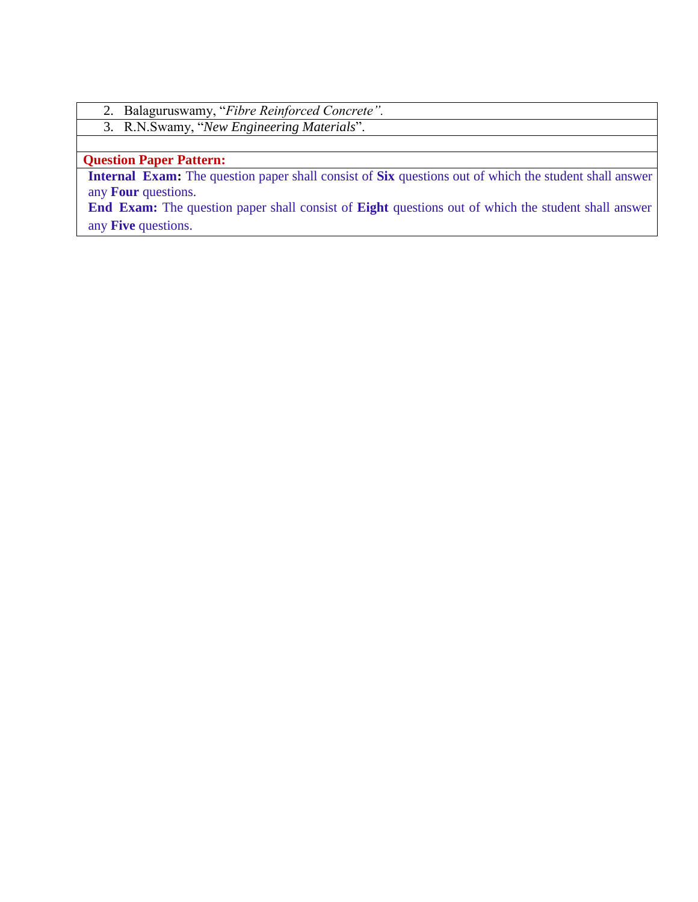2. Balaguruswamy, "*Fibre Reinforced Concrete*".
3. R.N.Swamy, "*New Engineering Materials*".

**Question Paper Pattern:**

**Internal Exam:** The question paper shall consist of **Six** questions out of which the student shall answer any **Four** questions.

**End Exam:** The question paper shall consist of **Eight** questions out of which the student shall answer any **Five** questions.